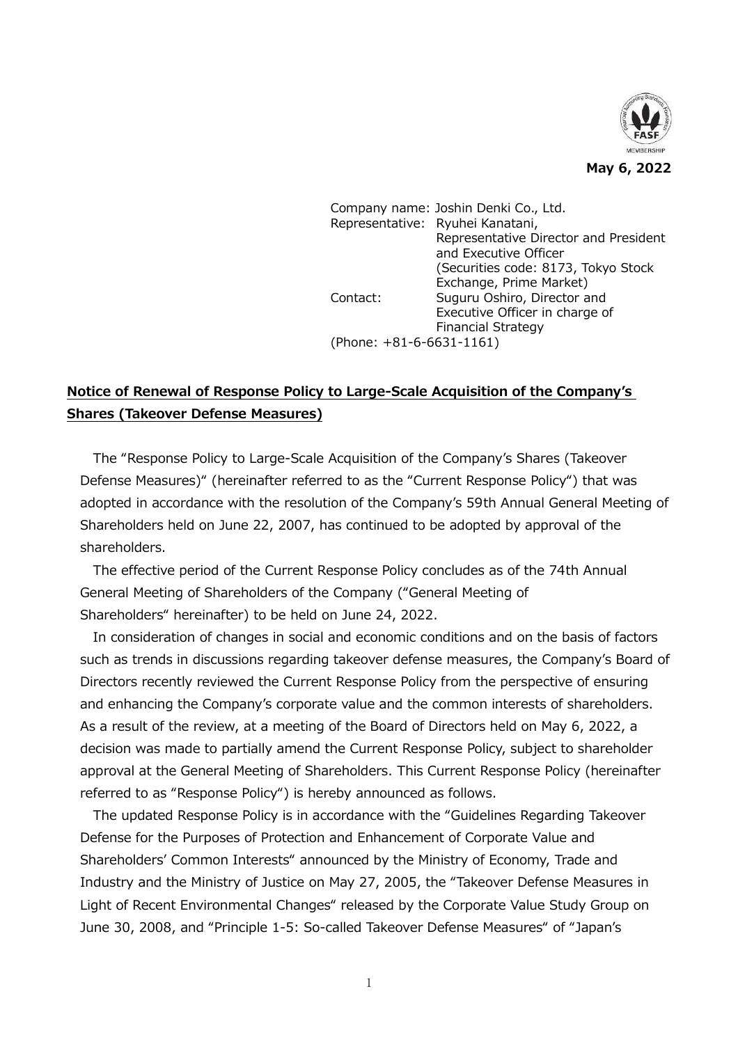**May 6, 2022**

Company name: Joshin Denki Co., Ltd.
Representative: Ryuhei Kanatani,
Representative Director and President and Executive Officer
(Securities code: 8173, Tokyo Stock Exchange, Prime Market)
Contact: Suguru Oshiro, Director and Executive Officer in charge of Financial Strategy
(Phone: +81-6-6631-1161)

## Notice of Renewal of Response Policy to Large-Scale Acquisition of the Company's Shares (Takeover Defense Measures)

The "Response Policy to Large-Scale Acquisition of the Company's Shares (Takeover Defense Measures)" (hereinafter referred to as the "Current Response Policy") that was adopted in accordance with the resolution of the Company's 59th Annual General Meeting of Shareholders held on June 22, 2007, has continued to be adopted by approval of the shareholders.

The effective period of the Current Response Policy concludes as of the 74th Annual General Meeting of Shareholders of the Company ("General Meeting of Shareholders" hereinafter) to be held on June 24, 2022.

In consideration of changes in social and economic conditions and on the basis of factors such as trends in discussions regarding takeover defense measures, the Company's Board of Directors recently reviewed the Current Response Policy from the perspective of ensuring and enhancing the Company's corporate value and the common interests of shareholders. As a result of the review, at a meeting of the Board of Directors held on May 6, 2022, a decision was made to partially amend the Current Response Policy, subject to shareholder approval at the General Meeting of Shareholders. This Current Response Policy (hereinafter referred to as "Response Policy") is hereby announced as follows.

The updated Response Policy is in accordance with the "Guidelines Regarding Takeover Defense for the Purposes of Protection and Enhancement of Corporate Value and Shareholders' Common Interests" announced by the Ministry of Economy, Trade and Industry and the Ministry of Justice on May 27, 2005, the "Takeover Defense Measures in Light of Recent Environmental Changes" released by the Corporate Value Study Group on June 30, 2008, and "Principle 1-5: So-called Takeover Defense Measures" of "Japan's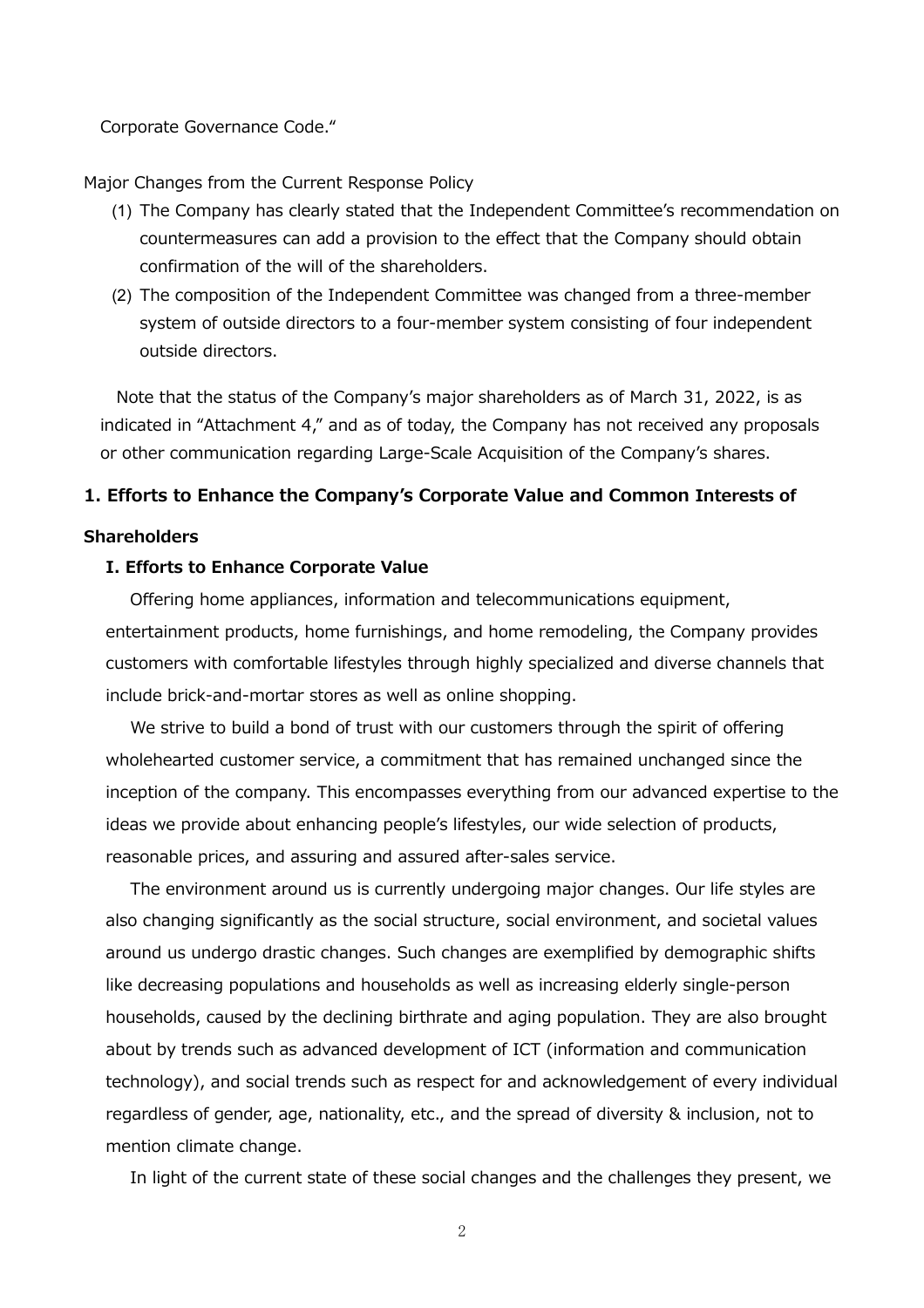Corporate Governance Code."

Major Changes from the Current Response Policy

(1) The Company has clearly stated that the Independent Committee's recommendation on countermeasures can add a provision to the effect that the Company should obtain confirmation of the will of the shareholders.

(2) The composition of the Independent Committee was changed from a three-member system of outside directors to a four-member system consisting of four independent outside directors.

Note that the status of the Company's major shareholders as of March 31, 2022, is as indicated in "Attachment 4," and as of today, the Company has not received any proposals or other communication regarding Large-Scale Acquisition of the Company's shares.

## 1. Efforts to Enhance the Company's Corporate Value and Common Interests of Shareholders

### I. Efforts to Enhance Corporate Value

Offering home appliances, information and telecommunications equipment, entertainment products, home furnishings, and home remodeling, the Company provides customers with comfortable lifestyles through highly specialized and diverse channels that include brick-and-mortar stores as well as online shopping.

We strive to build a bond of trust with our customers through the spirit of offering wholehearted customer service, a commitment that has remained unchanged since the inception of the company. This encompasses everything from our advanced expertise to the ideas we provide about enhancing people's lifestyles, our wide selection of products, reasonable prices, and assuring and assured after-sales service.

The environment around us is currently undergoing major changes. Our life styles are also changing significantly as the social structure, social environment, and societal values around us undergo drastic changes. Such changes are exemplified by demographic shifts like decreasing populations and households as well as increasing elderly single-person households, caused by the declining birthrate and aging population. They are also brought about by trends such as advanced development of ICT (information and communication technology), and social trends such as respect for and acknowledgement of every individual regardless of gender, age, nationality, etc., and the spread of diversity & inclusion, not to mention climate change.

In light of the current state of these social changes and the challenges they present, we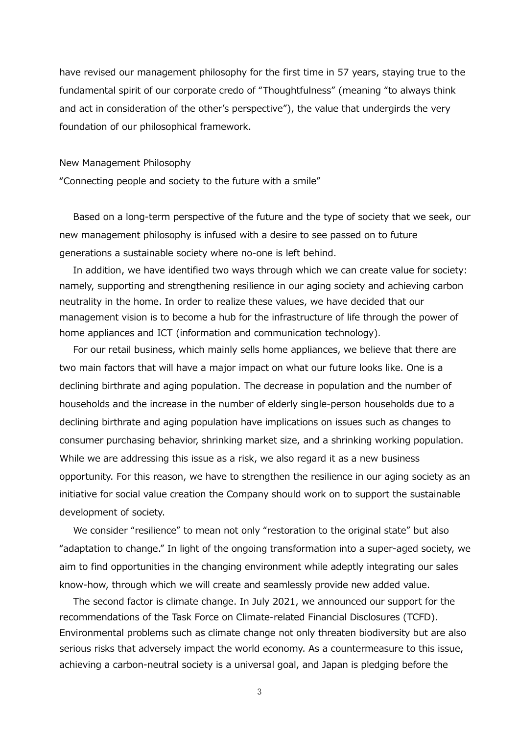have revised our management philosophy for the first time in 57 years, staying true to the fundamental spirit of our corporate credo of "Thoughtfulness" (meaning "to always think and act in consideration of the other's perspective"), the value that undergirds the very foundation of our philosophical framework.

New Management Philosophy

"Connecting people and society to the future with a smile"

Based on a long-term perspective of the future and the type of society that we seek, our new management philosophy is infused with a desire to see passed on to future generations a sustainable society where no-one is left behind.

In addition, we have identified two ways through which we can create value for society: namely, supporting and strengthening resilience in our aging society and achieving carbon neutrality in the home. In order to realize these values, we have decided that our management vision is to become a hub for the infrastructure of life through the power of home appliances and ICT (information and communication technology).

For our retail business, which mainly sells home appliances, we believe that there are two main factors that will have a major impact on what our future looks like. One is a declining birthrate and aging population. The decrease in population and the number of households and the increase in the number of elderly single-person households due to a declining birthrate and aging population have implications on issues such as changes to consumer purchasing behavior, shrinking market size, and a shrinking working population. While we are addressing this issue as a risk, we also regard it as a new business opportunity. For this reason, we have to strengthen the resilience in our aging society as an initiative for social value creation the Company should work on to support the sustainable development of society.

We consider "resilience" to mean not only "restoration to the original state" but also "adaptation to change." In light of the ongoing transformation into a super-aged society, we aim to find opportunities in the changing environment while adeptly integrating our sales know-how, through which we will create and seamlessly provide new added value.

The second factor is climate change. In July 2021, we announced our support for the recommendations of the Task Force on Climate-related Financial Disclosures (TCFD). Environmental problems such as climate change not only threaten biodiversity but are also serious risks that adversely impact the world economy. As a countermeasure to this issue, achieving a carbon-neutral society is a universal goal, and Japan is pledging before the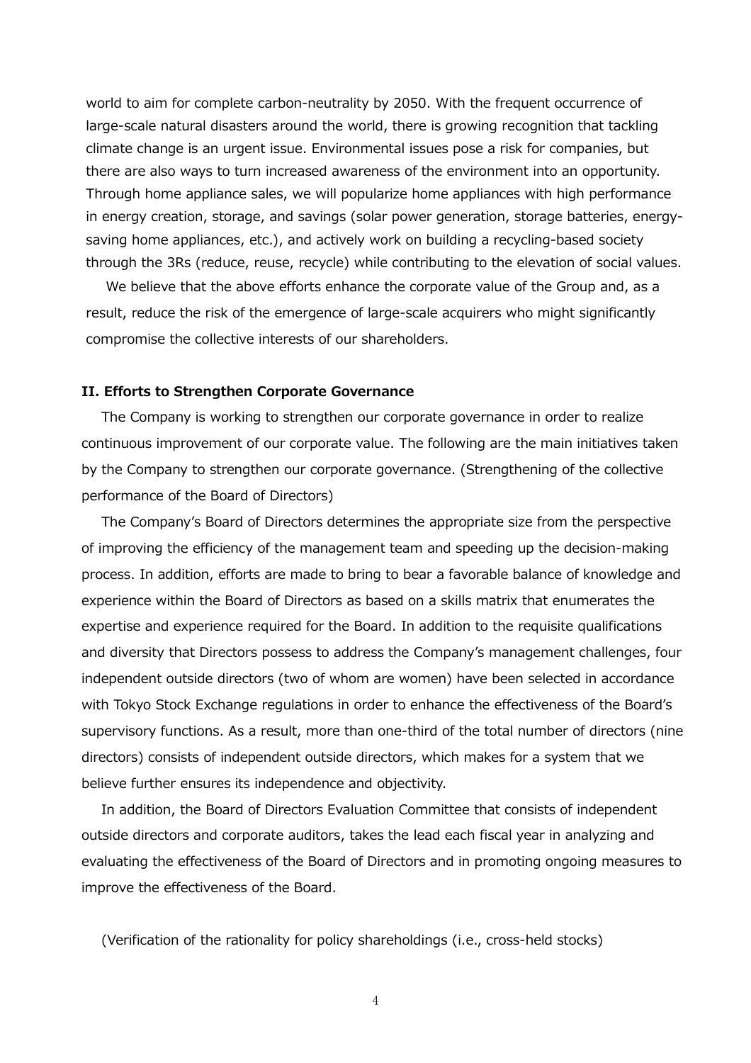world to aim for complete carbon-neutrality by 2050. With the frequent occurrence of large-scale natural disasters around the world, there is growing recognition that tackling climate change is an urgent issue. Environmental issues pose a risk for companies, but there are also ways to turn increased awareness of the environment into an opportunity. Through home appliance sales, we will popularize home appliances with high performance in energy creation, storage, and savings (solar power generation, storage batteries, energy-saving home appliances, etc.), and actively work on building a recycling-based society through the 3Rs (reduce, reuse, recycle) while contributing to the elevation of social values.

We believe that the above efforts enhance the corporate value of the Group and, as a result, reduce the risk of the emergence of large-scale acquirers who might significantly compromise the collective interests of our shareholders.

**II. Efforts to Strengthen Corporate Governance**

The Company is working to strengthen our corporate governance in order to realize continuous improvement of our corporate value. The following are the main initiatives taken by the Company to strengthen our corporate governance. (Strengthening of the collective performance of the Board of Directors)

The Company's Board of Directors determines the appropriate size from the perspective of improving the efficiency of the management team and speeding up the decision-making process. In addition, efforts are made to bring to bear a favorable balance of knowledge and experience within the Board of Directors as based on a skills matrix that enumerates the expertise and experience required for the Board. In addition to the requisite qualifications and diversity that Directors possess to address the Company's management challenges, four independent outside directors (two of whom are women) have been selected in accordance with Tokyo Stock Exchange regulations in order to enhance the effectiveness of the Board's supervisory functions. As a result, more than one-third of the total number of directors (nine directors) consists of independent outside directors, which makes for a system that we believe further ensures its independence and objectivity.

In addition, the Board of Directors Evaluation Committee that consists of independent outside directors and corporate auditors, takes the lead each fiscal year in analyzing and evaluating the effectiveness of the Board of Directors and in promoting ongoing measures to improve the effectiveness of the Board.

(Verification of the rationality for policy shareholdings (i.e., cross-held stocks)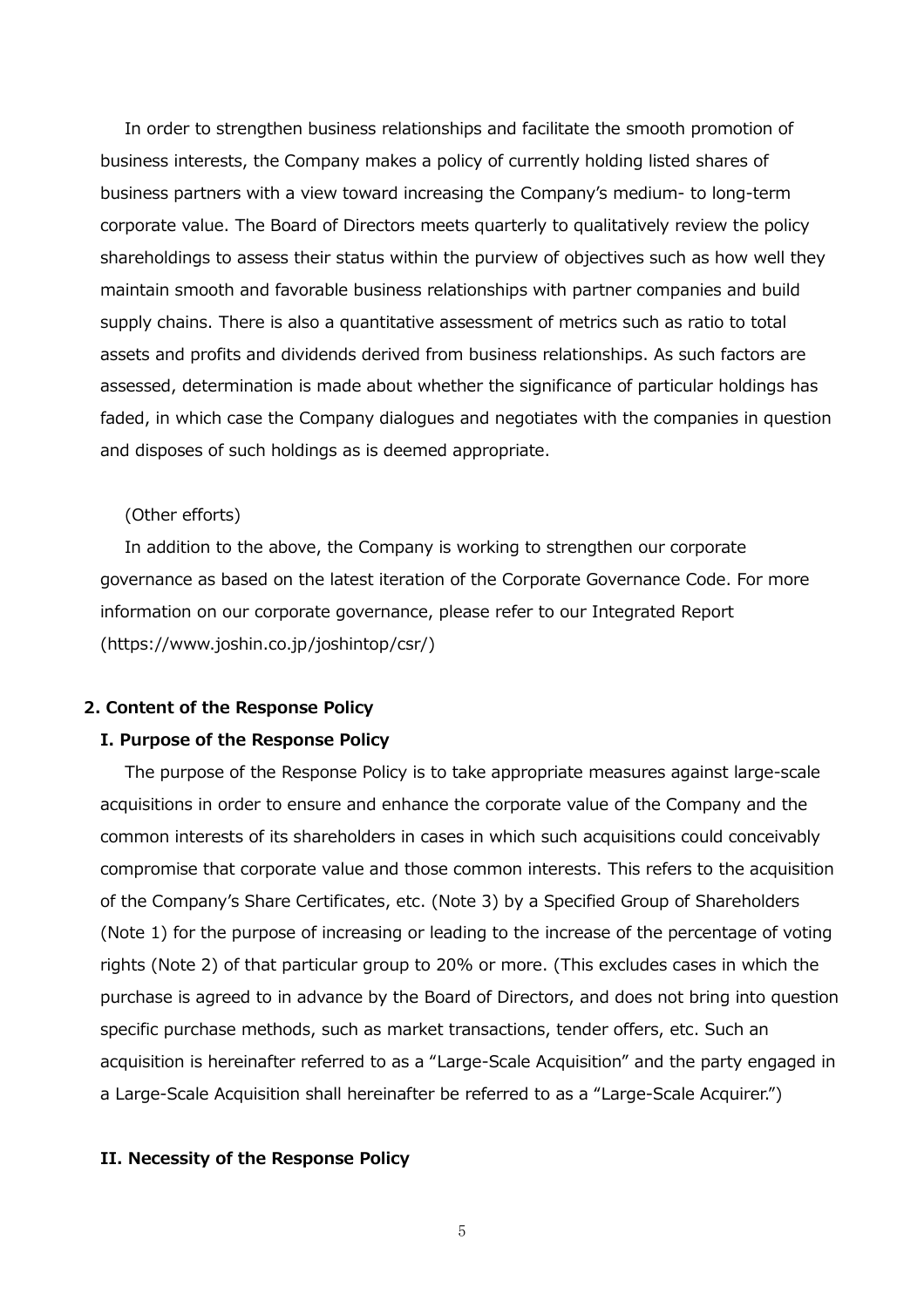In order to strengthen business relationships and facilitate the smooth promotion of business interests, the Company makes a policy of currently holding listed shares of business partners with a view toward increasing the Company's medium- to long-term corporate value. The Board of Directors meets quarterly to qualitatively review the policy shareholdings to assess their status within the purview of objectives such as how well they maintain smooth and favorable business relationships with partner companies and build supply chains. There is also a quantitative assessment of metrics such as ratio to total assets and profits and dividends derived from business relationships. As such factors are assessed, determination is made about whether the significance of particular holdings has faded, in which case the Company dialogues and negotiates with the companies in question and disposes of such holdings as is deemed appropriate.

(Other efforts)

In addition to the above, the Company is working to strengthen our corporate governance as based on the latest iteration of the Corporate Governance Code. For more information on our corporate governance, please refer to our Integrated Report (https://www.joshin.co.jp/joshintop/csr/)

## 2. Content of the Response Policy

### I. Purpose of the Response Policy

The purpose of the Response Policy is to take appropriate measures against large-scale acquisitions in order to ensure and enhance the corporate value of the Company and the common interests of its shareholders in cases in which such acquisitions could conceivably compromise that corporate value and those common interests. This refers to the acquisition of the Company's Share Certificates, etc. (Note 3) by a Specified Group of Shareholders (Note 1) for the purpose of increasing or leading to the increase of the percentage of voting rights (Note 2) of that particular group to 20% or more. (This excludes cases in which the purchase is agreed to in advance by the Board of Directors, and does not bring into question specific purchase methods, such as market transactions, tender offers, etc. Such an acquisition is hereinafter referred to as a "Large-Scale Acquisition" and the party engaged in a Large-Scale Acquisition shall hereinafter be referred to as a "Large-Scale Acquirer.")

### II. Necessity of the Response Policy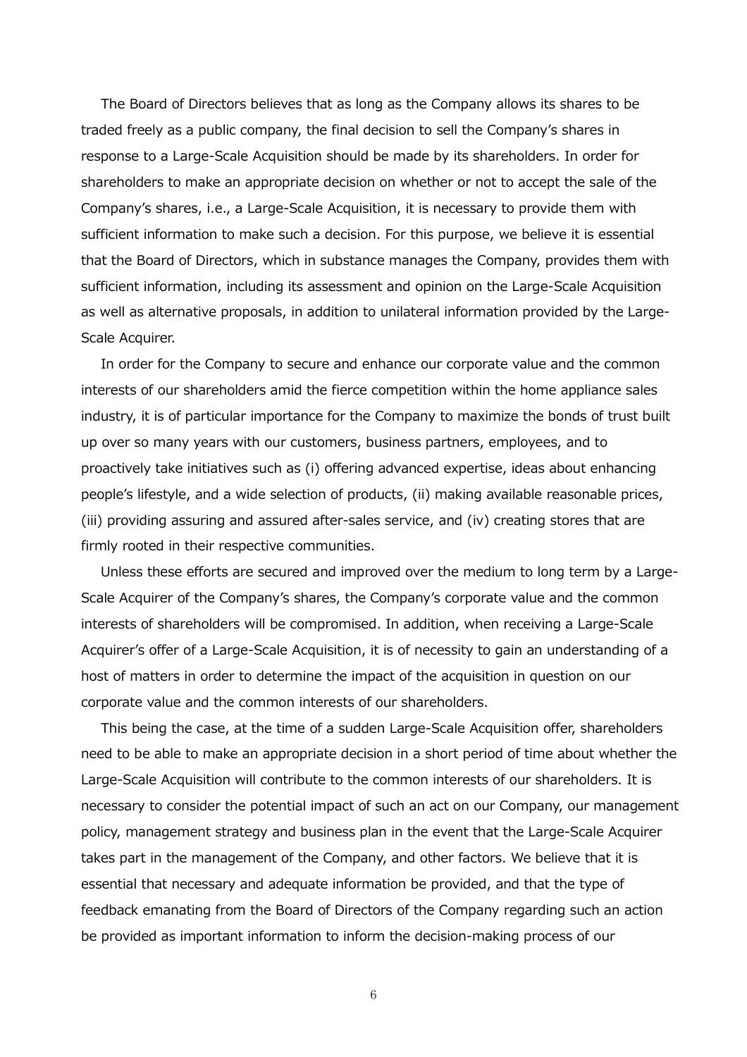The Board of Directors believes that as long as the Company allows its shares to be traded freely as a public company, the final decision to sell the Company's shares in response to a Large-Scale Acquisition should be made by its shareholders. In order for shareholders to make an appropriate decision on whether or not to accept the sale of the Company's shares, i.e., a Large-Scale Acquisition, it is necessary to provide them with sufficient information to make such a decision. For this purpose, we believe it is essential that the Board of Directors, which in substance manages the Company, provides them with sufficient information, including its assessment and opinion on the Large-Scale Acquisition as well as alternative proposals, in addition to unilateral information provided by the Large-Scale Acquirer.

In order for the Company to secure and enhance our corporate value and the common interests of our shareholders amid the fierce competition within the home appliance sales industry, it is of particular importance for the Company to maximize the bonds of trust built up over so many years with our customers, business partners, employees, and to proactively take initiatives such as (i) offering advanced expertise, ideas about enhancing people's lifestyle, and a wide selection of products, (ii) making available reasonable prices, (iii) providing assuring and assured after-sales service, and (iv) creating stores that are firmly rooted in their respective communities.

Unless these efforts are secured and improved over the medium to long term by a Large-Scale Acquirer of the Company's shares, the Company's corporate value and the common interests of shareholders will be compromised. In addition, when receiving a Large-Scale Acquirer's offer of a Large-Scale Acquisition, it is of necessity to gain an understanding of a host of matters in order to determine the impact of the acquisition in question on our corporate value and the common interests of our shareholders.

This being the case, at the time of a sudden Large-Scale Acquisition offer, shareholders need to be able to make an appropriate decision in a short period of time about whether the Large-Scale Acquisition will contribute to the common interests of our shareholders. It is necessary to consider the potential impact of such an act on our Company, our management policy, management strategy and business plan in the event that the Large-Scale Acquirer takes part in the management of the Company, and other factors. We believe that it is essential that necessary and adequate information be provided, and that the type of feedback emanating from the Board of Directors of the Company regarding such an action be provided as important information to inform the decision-making process of our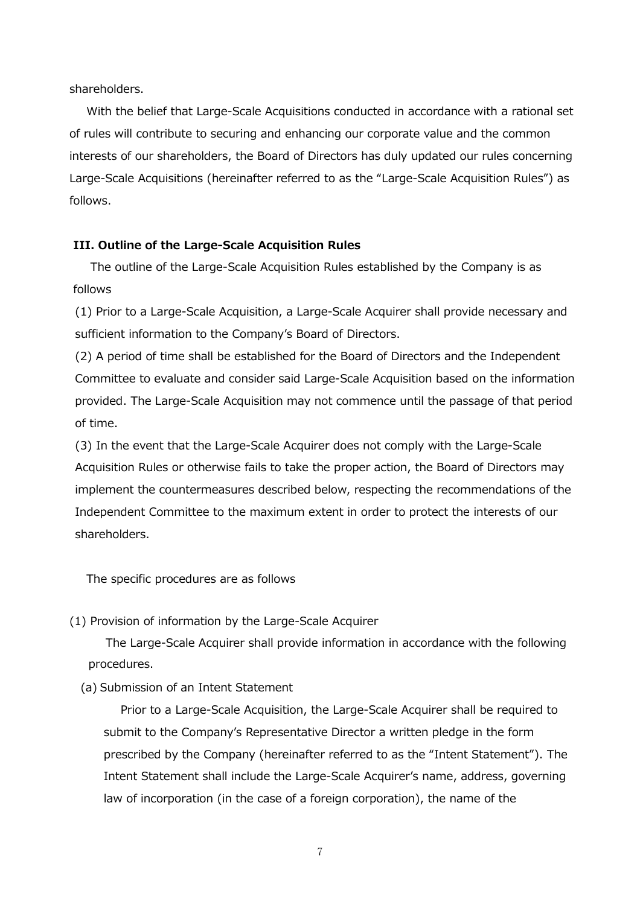shareholders.

With the belief that Large-Scale Acquisitions conducted in accordance with a rational set of rules will contribute to securing and enhancing our corporate value and the common interests of our shareholders, the Board of Directors has duly updated our rules concerning Large-Scale Acquisitions (hereinafter referred to as the "Large-Scale Acquisition Rules") as follows.

### III. Outline of the Large-Scale Acquisition Rules

The outline of the Large-Scale Acquisition Rules established by the Company is as follows

(1) Prior to a Large-Scale Acquisition, a Large-Scale Acquirer shall provide necessary and sufficient information to the Company's Board of Directors.

(2) A period of time shall be established for the Board of Directors and the Independent Committee to evaluate and consider said Large-Scale Acquisition based on the information provided. The Large-Scale Acquisition may not commence until the passage of that period of time.

(3) In the event that the Large-Scale Acquirer does not comply with the Large-Scale Acquisition Rules or otherwise fails to take the proper action, the Board of Directors may implement the countermeasures described below, respecting the recommendations of the Independent Committee to the maximum extent in order to protect the interests of our shareholders.

The specific procedures are as follows

(1) Provision of information by the Large-Scale Acquirer

The Large-Scale Acquirer shall provide information in accordance with the following procedures.

(a) Submission of an Intent Statement

Prior to a Large-Scale Acquisition, the Large-Scale Acquirer shall be required to submit to the Company's Representative Director a written pledge in the form prescribed by the Company (hereinafter referred to as the "Intent Statement"). The Intent Statement shall include the Large-Scale Acquirer's name, address, governing law of incorporation (in the case of a foreign corporation), the name of the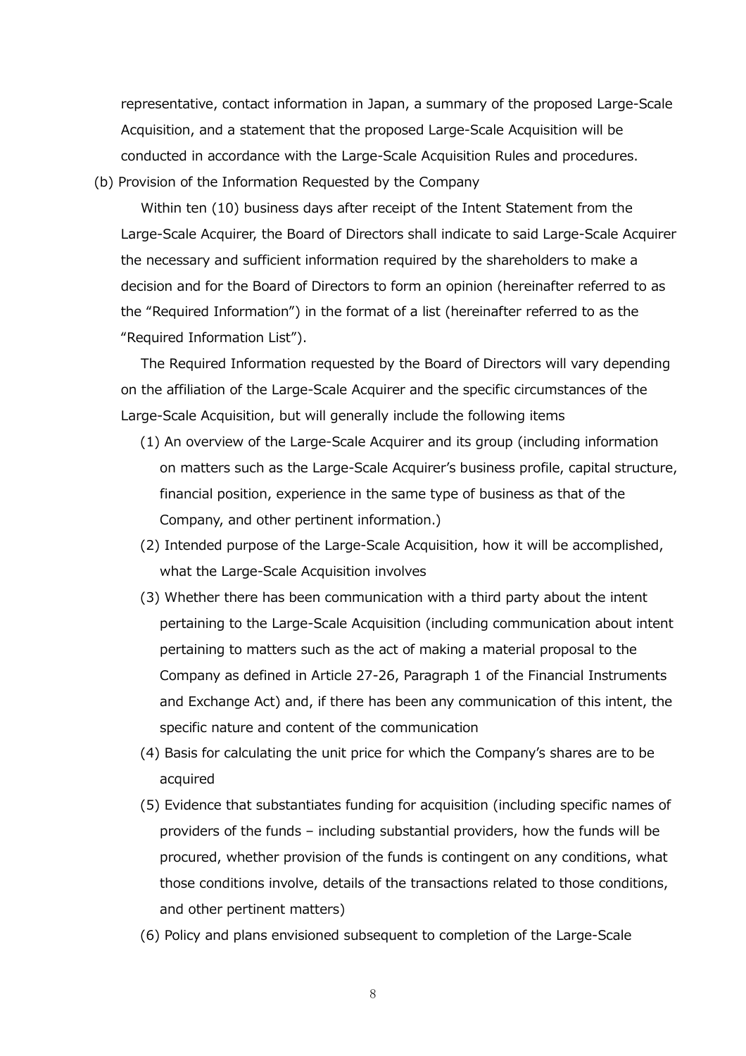representative, contact information in Japan, a summary of the proposed Large-Scale Acquisition, and a statement that the proposed Large-Scale Acquisition will be conducted in accordance with the Large-Scale Acquisition Rules and procedures.

(b) Provision of the Information Requested by the Company

Within ten (10) business days after receipt of the Intent Statement from the Large-Scale Acquirer, the Board of Directors shall indicate to said Large-Scale Acquirer the necessary and sufficient information required by the shareholders to make a decision and for the Board of Directors to form an opinion (hereinafter referred to as the "Required Information") in the format of a list (hereinafter referred to as the "Required Information List").

The Required Information requested by the Board of Directors will vary depending on the affiliation of the Large-Scale Acquirer and the specific circumstances of the Large-Scale Acquisition, but will generally include the following items

(1) An overview of the Large-Scale Acquirer and its group (including information on matters such as the Large-Scale Acquirer's business profile, capital structure, financial position, experience in the same type of business as that of the Company, and other pertinent information.)

(2) Intended purpose of the Large-Scale Acquisition, how it will be accomplished, what the Large-Scale Acquisition involves

(3) Whether there has been communication with a third party about the intent pertaining to the Large-Scale Acquisition (including communication about intent pertaining to matters such as the act of making a material proposal to the Company as defined in Article 27-26, Paragraph 1 of the Financial Instruments and Exchange Act) and, if there has been any communication of this intent, the specific nature and content of the communication

(4) Basis for calculating the unit price for which the Company's shares are to be acquired

(5) Evidence that substantiates funding for acquisition (including specific names of providers of the funds – including substantial providers, how the funds will be procured, whether provision of the funds is contingent on any conditions, what those conditions involve, details of the transactions related to those conditions, and other pertinent matters)

(6) Policy and plans envisioned subsequent to completion of the Large-Scale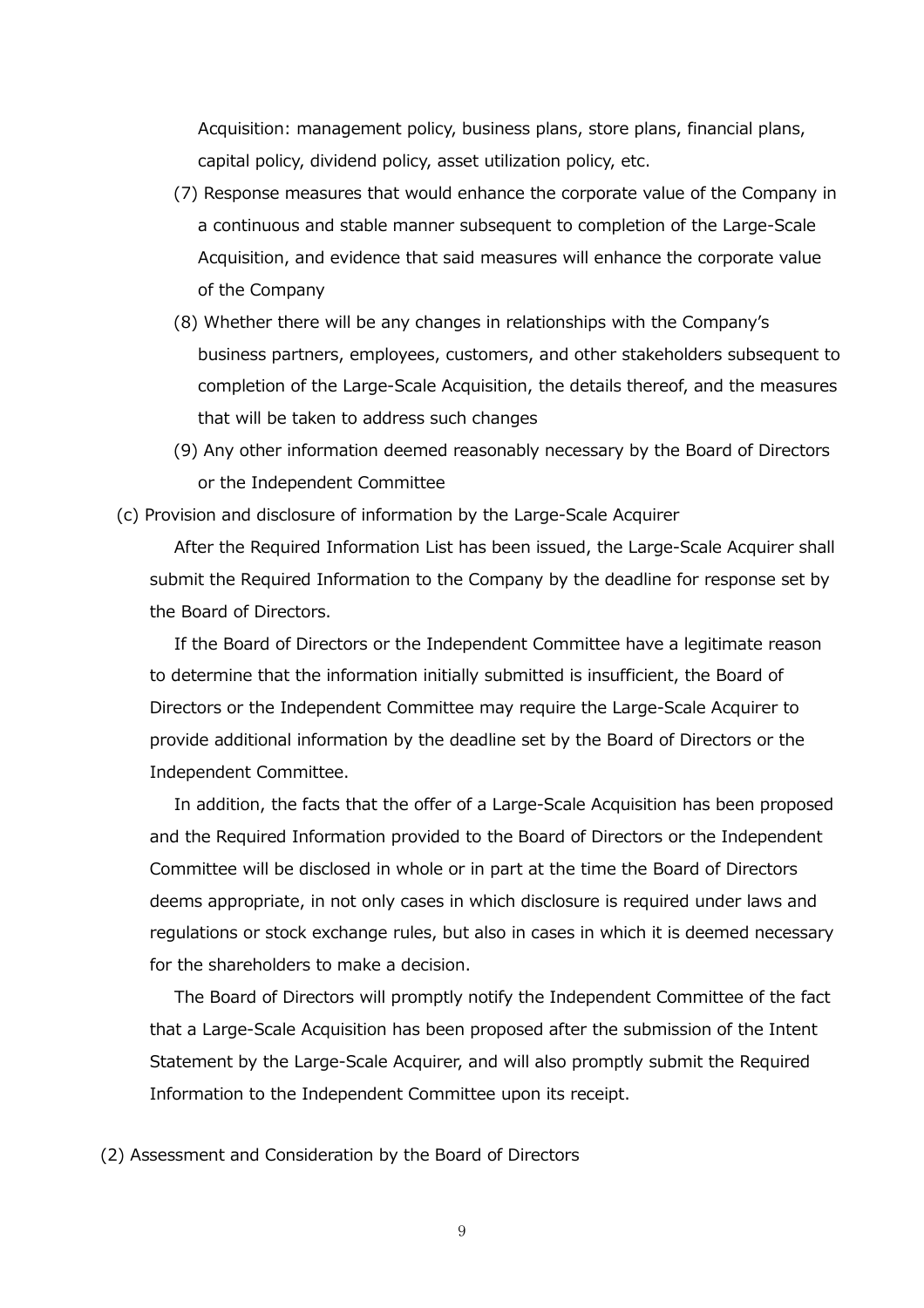Acquisition: management policy, business plans, store plans, financial plans, capital policy, dividend policy, asset utilization policy, etc.

(7) Response measures that would enhance the corporate value of the Company in a continuous and stable manner subsequent to completion of the Large-Scale Acquisition, and evidence that said measures will enhance the corporate value of the Company

(8) Whether there will be any changes in relationships with the Company's business partners, employees, customers, and other stakeholders subsequent to completion of the Large-Scale Acquisition, the details thereof, and the measures that will be taken to address such changes

(9) Any other information deemed reasonably necessary by the Board of Directors or the Independent Committee

(c) Provision and disclosure of information by the Large-Scale Acquirer

After the Required Information List has been issued, the Large-Scale Acquirer shall submit the Required Information to the Company by the deadline for response set by the Board of Directors.

If the Board of Directors or the Independent Committee have a legitimate reason to determine that the information initially submitted is insufficient, the Board of Directors or the Independent Committee may require the Large-Scale Acquirer to provide additional information by the deadline set by the Board of Directors or the Independent Committee.

In addition, the facts that the offer of a Large-Scale Acquisition has been proposed and the Required Information provided to the Board of Directors or the Independent Committee will be disclosed in whole or in part at the time the Board of Directors deems appropriate, in not only cases in which disclosure is required under laws and regulations or stock exchange rules, but also in cases in which it is deemed necessary for the shareholders to make a decision.

The Board of Directors will promptly notify the Independent Committee of the fact that a Large-Scale Acquisition has been proposed after the submission of the Intent Statement by the Large-Scale Acquirer, and will also promptly submit the Required Information to the Independent Committee upon its receipt.

(2) Assessment and Consideration by the Board of Directors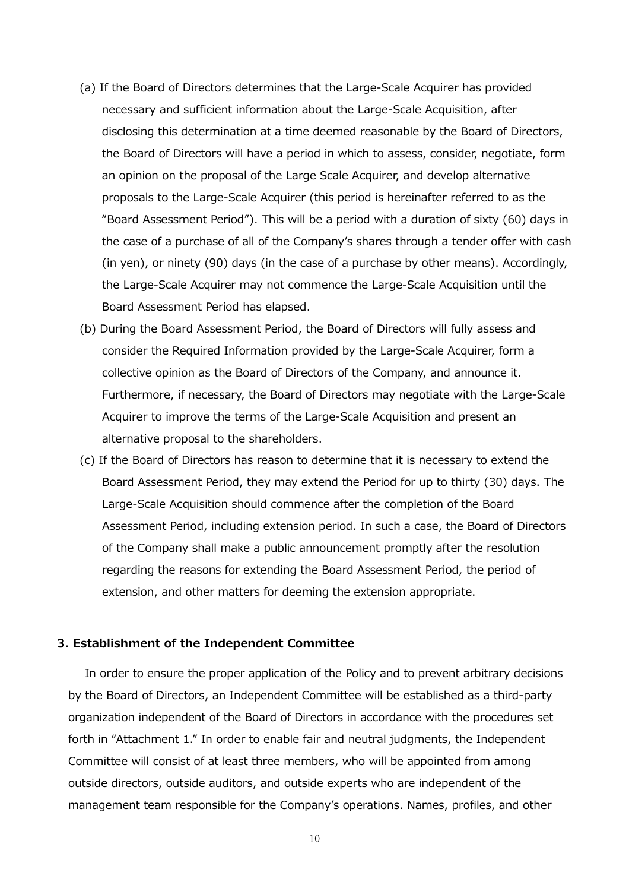(a) If the Board of Directors determines that the Large-Scale Acquirer has provided necessary and sufficient information about the Large-Scale Acquisition, after disclosing this determination at a time deemed reasonable by the Board of Directors, the Board of Directors will have a period in which to assess, consider, negotiate, form an opinion on the proposal of the Large Scale Acquirer, and develop alternative proposals to the Large-Scale Acquirer (this period is hereinafter referred to as the "Board Assessment Period"). This will be a period with a duration of sixty (60) days in the case of a purchase of all of the Company's shares through a tender offer with cash (in yen), or ninety (90) days (in the case of a purchase by other means). Accordingly, the Large-Scale Acquirer may not commence the Large-Scale Acquisition until the Board Assessment Period has elapsed.

(b) During the Board Assessment Period, the Board of Directors will fully assess and consider the Required Information provided by the Large-Scale Acquirer, form a collective opinion as the Board of Directors of the Company, and announce it. Furthermore, if necessary, the Board of Directors may negotiate with the Large-Scale Acquirer to improve the terms of the Large-Scale Acquisition and present an alternative proposal to the shareholders.

(c) If the Board of Directors has reason to determine that it is necessary to extend the Board Assessment Period, they may extend the Period for up to thirty (30) days. The Large-Scale Acquisition should commence after the completion of the Board Assessment Period, including extension period. In such a case, the Board of Directors of the Company shall make a public announcement promptly after the resolution regarding the reasons for extending the Board Assessment Period, the period of extension, and other matters for deeming the extension appropriate.

### 3. Establishment of the Independent Committee

In order to ensure the proper application of the Policy and to prevent arbitrary decisions by the Board of Directors, an Independent Committee will be established as a third-party organization independent of the Board of Directors in accordance with the procedures set forth in "Attachment 1." In order to enable fair and neutral judgments, the Independent Committee will consist of at least three members, who will be appointed from among outside directors, outside auditors, and outside experts who are independent of the management team responsible for the Company's operations. Names, profiles, and other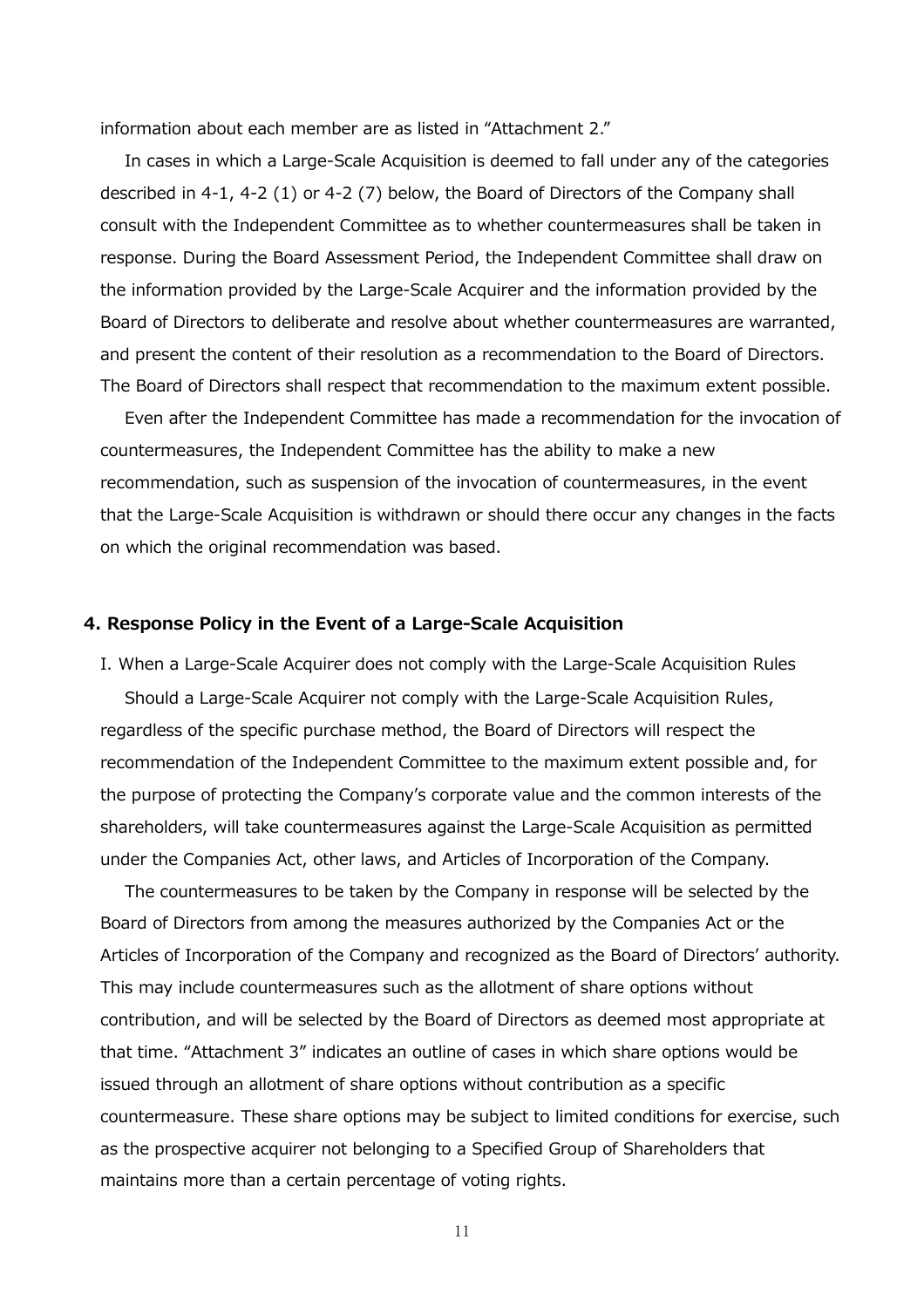information about each member are as listed in “Attachment 2.”

In cases in which a Large-Scale Acquisition is deemed to fall under any of the categories described in 4-1, 4-2 (1) or 4-2 (7) below, the Board of Directors of the Company shall consult with the Independent Committee as to whether countermeasures shall be taken in response. During the Board Assessment Period, the Independent Committee shall draw on the information provided by the Large-Scale Acquirer and the information provided by the Board of Directors to deliberate and resolve about whether countermeasures are warranted, and present the content of their resolution as a recommendation to the Board of Directors. The Board of Directors shall respect that recommendation to the maximum extent possible.

Even after the Independent Committee has made a recommendation for the invocation of countermeasures, the Independent Committee has the ability to make a new recommendation, such as suspension of the invocation of countermeasures, in the event that the Large-Scale Acquisition is withdrawn or should there occur any changes in the facts on which the original recommendation was based.

### 4. Response Policy in the Event of a Large-Scale Acquisition

I. When a Large-Scale Acquirer does not comply with the Large-Scale Acquisition Rules

Should a Large-Scale Acquirer not comply with the Large-Scale Acquisition Rules, regardless of the specific purchase method, the Board of Directors will respect the recommendation of the Independent Committee to the maximum extent possible and, for the purpose of protecting the Company’s corporate value and the common interests of the shareholders, will take countermeasures against the Large-Scale Acquisition as permitted under the Companies Act, other laws, and Articles of Incorporation of the Company.

The countermeasures to be taken by the Company in response will be selected by the Board of Directors from among the measures authorized by the Companies Act or the Articles of Incorporation of the Company and recognized as the Board of Directors’ authority. This may include countermeasures such as the allotment of share options without contribution, and will be selected by the Board of Directors as deemed most appropriate at that time. “Attachment 3” indicates an outline of cases in which share options would be issued through an allotment of share options without contribution as a specific countermeasure. These share options may be subject to limited conditions for exercise, such as the prospective acquirer not belonging to a Specified Group of Shareholders that maintains more than a certain percentage of voting rights.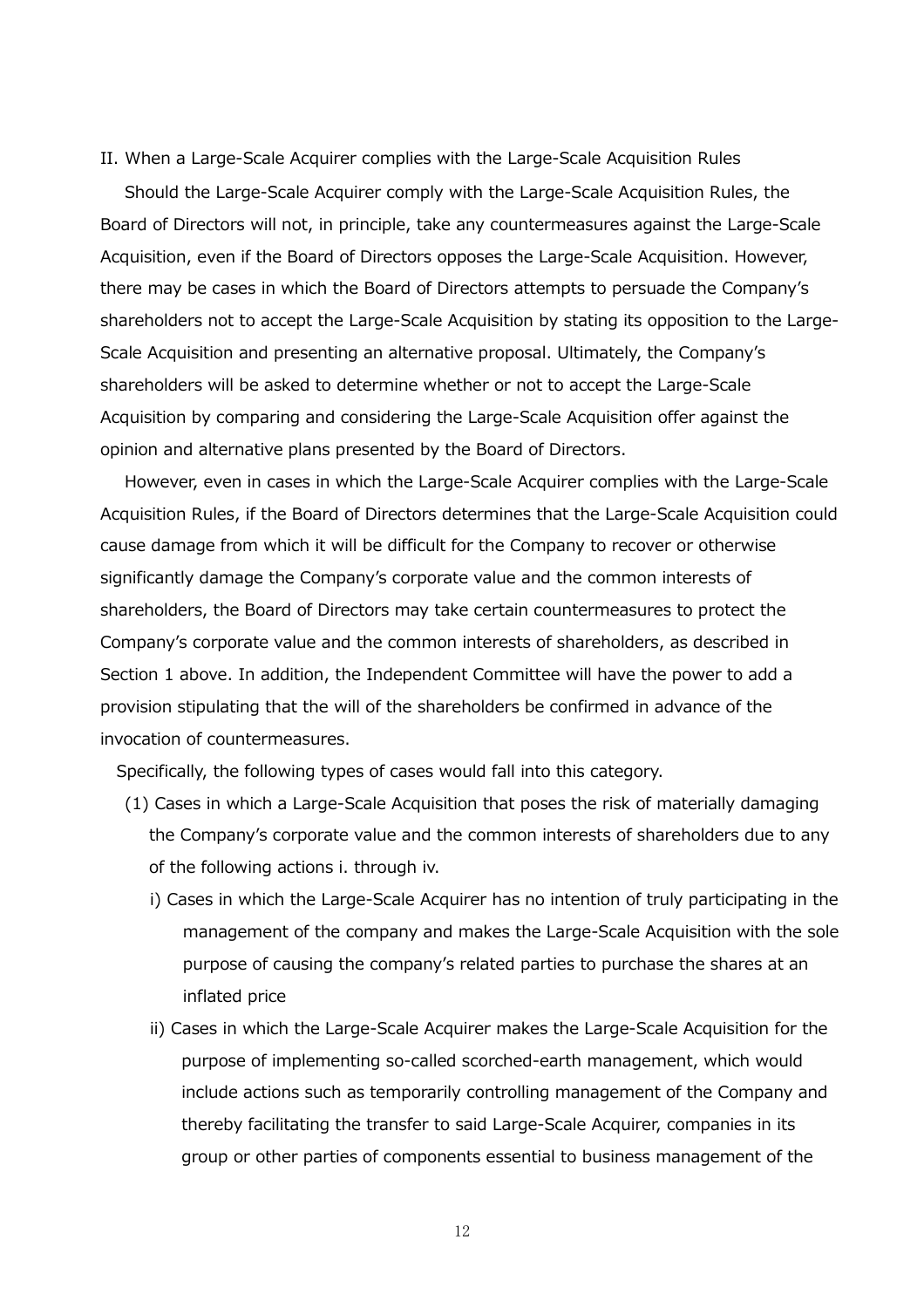II. When a Large-Scale Acquirer complies with the Large-Scale Acquisition Rules

Should the Large-Scale Acquirer comply with the Large-Scale Acquisition Rules, the Board of Directors will not, in principle, take any countermeasures against the Large-Scale Acquisition, even if the Board of Directors opposes the Large-Scale Acquisition. However, there may be cases in which the Board of Directors attempts to persuade the Company's shareholders not to accept the Large-Scale Acquisition by stating its opposition to the Large-Scale Acquisition and presenting an alternative proposal. Ultimately, the Company's shareholders will be asked to determine whether or not to accept the Large-Scale Acquisition by comparing and considering the Large-Scale Acquisition offer against the opinion and alternative plans presented by the Board of Directors.

However, even in cases in which the Large-Scale Acquirer complies with the Large-Scale Acquisition Rules, if the Board of Directors determines that the Large-Scale Acquisition could cause damage from which it will be difficult for the Company to recover or otherwise significantly damage the Company's corporate value and the common interests of shareholders, the Board of Directors may take certain countermeasures to protect the Company's corporate value and the common interests of shareholders, as described in Section 1 above. In addition, the Independent Committee will have the power to add a provision stipulating that the will of the shareholders be confirmed in advance of the invocation of countermeasures.

Specifically, the following types of cases would fall into this category.

(1) Cases in which a Large-Scale Acquisition that poses the risk of materially damaging the Company's corporate value and the common interests of shareholders due to any of the following actions i. through iv.

i) Cases in which the Large-Scale Acquirer has no intention of truly participating in the management of the company and makes the Large-Scale Acquisition with the sole purpose of causing the company's related parties to purchase the shares at an inflated price

ii) Cases in which the Large-Scale Acquirer makes the Large-Scale Acquisition for the purpose of implementing so-called scorched-earth management, which would include actions such as temporarily controlling management of the Company and thereby facilitating the transfer to said Large-Scale Acquirer, companies in its group or other parties of components essential to business management of the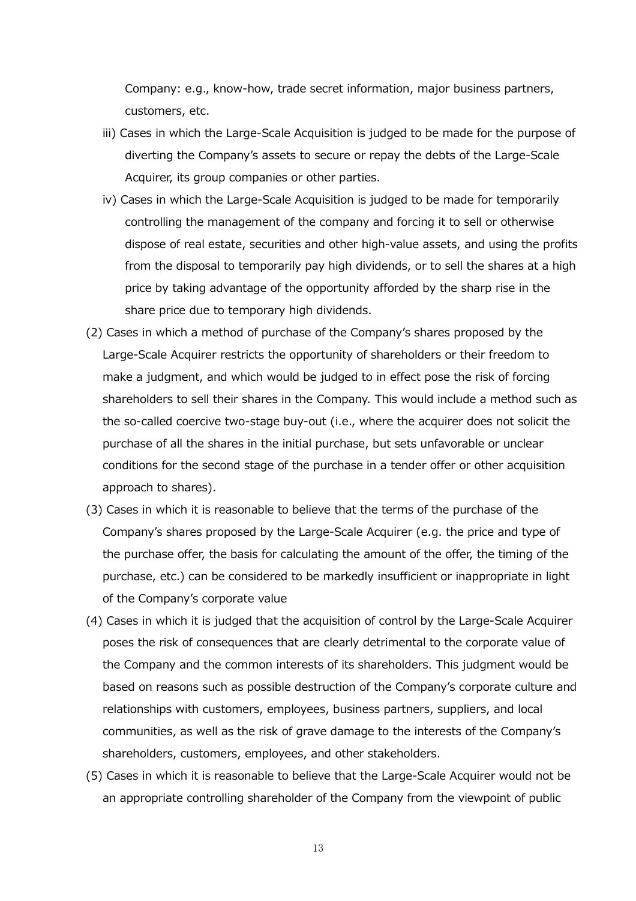Company: e.g., know-how, trade secret information, major business partners, customers, etc.

iii) Cases in which the Large-Scale Acquisition is judged to be made for the purpose of diverting the Company's assets to secure or repay the debts of the Large-Scale Acquirer, its group companies or other parties.

iv) Cases in which the Large-Scale Acquisition is judged to be made for temporarily controlling the management of the company and forcing it to sell or otherwise dispose of real estate, securities and other high-value assets, and using the profits from the disposal to temporarily pay high dividends, or to sell the shares at a high price by taking advantage of the opportunity afforded by the sharp rise in the share price due to temporary high dividends.

(2) Cases in which a method of purchase of the Company's shares proposed by the Large-Scale Acquirer restricts the opportunity of shareholders or their freedom to make a judgment, and which would be judged to in effect pose the risk of forcing shareholders to sell their shares in the Company. This would include a method such as the so-called coercive two-stage buy-out (i.e., where the acquirer does not solicit the purchase of all the shares in the initial purchase, but sets unfavorable or unclear conditions for the second stage of the purchase in a tender offer or other acquisition approach to shares).

(3) Cases in which it is reasonable to believe that the terms of the purchase of the Company's shares proposed by the Large-Scale Acquirer (e.g. the price and type of the purchase offer, the basis for calculating the amount of the offer, the timing of the purchase, etc.) can be considered to be markedly insufficient or inappropriate in light of the Company's corporate value

(4) Cases in which it is judged that the acquisition of control by the Large-Scale Acquirer poses the risk of consequences that are clearly detrimental to the corporate value of the Company and the common interests of its shareholders. This judgment would be based on reasons such as possible destruction of the Company's corporate culture and relationships with customers, employees, business partners, suppliers, and local communities, as well as the risk of grave damage to the interests of the Company's shareholders, customers, employees, and other stakeholders.

(5) Cases in which it is reasonable to believe that the Large-Scale Acquirer would not be an appropriate controlling shareholder of the Company from the viewpoint of public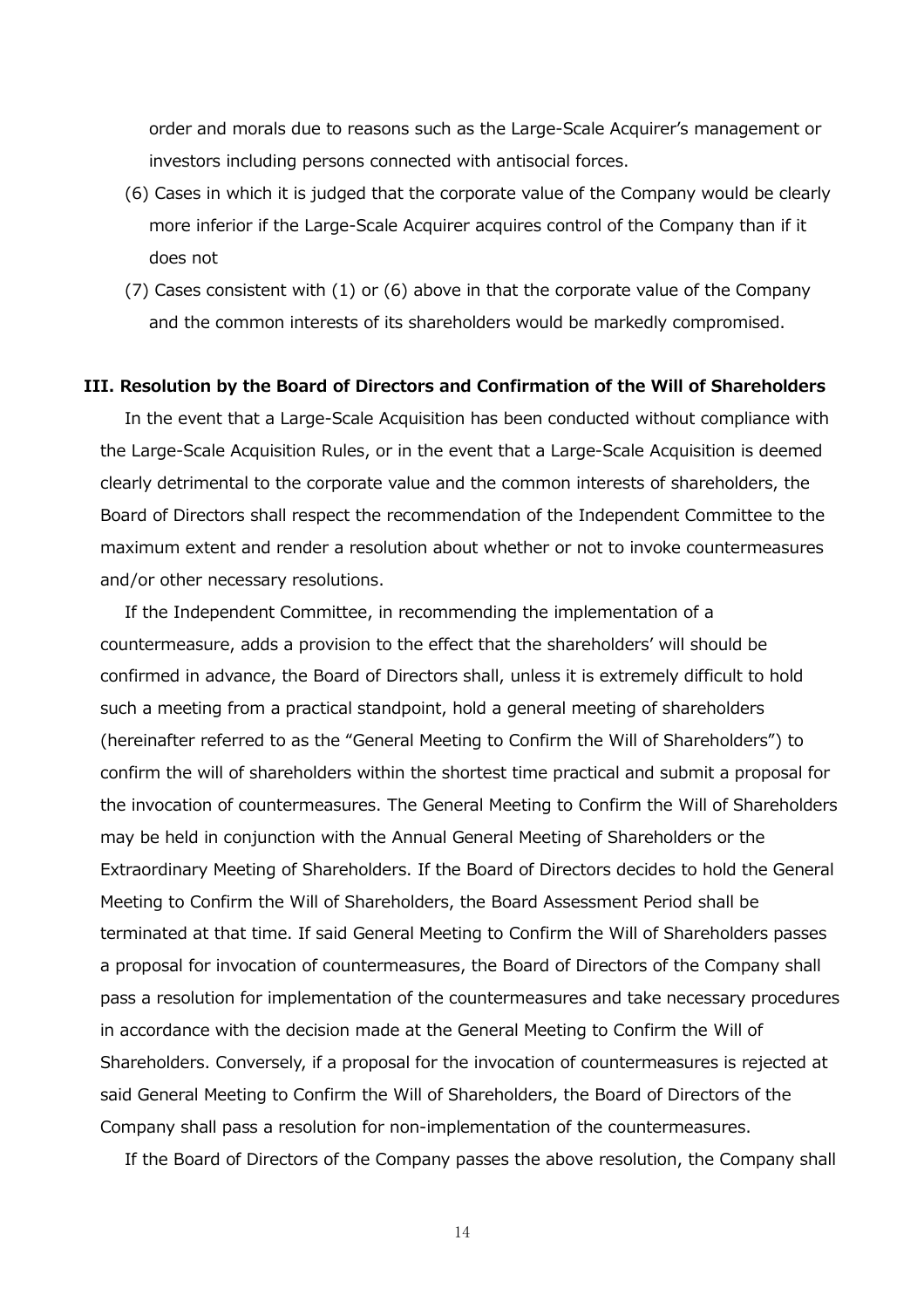order and morals due to reasons such as the Large-Scale Acquirer's management or investors including persons connected with antisocial forces.

(6) Cases in which it is judged that the corporate value of the Company would be clearly more inferior if the Large-Scale Acquirer acquires control of the Company than if it does not

(7) Cases consistent with (1) or (6) above in that the corporate value of the Company and the common interests of its shareholders would be markedly compromised.

### III. Resolution by the Board of Directors and Confirmation of the Will of Shareholders

In the event that a Large-Scale Acquisition has been conducted without compliance with the Large-Scale Acquisition Rules, or in the event that a Large-Scale Acquisition is deemed clearly detrimental to the corporate value and the common interests of shareholders, the Board of Directors shall respect the recommendation of the Independent Committee to the maximum extent and render a resolution about whether or not to invoke countermeasures and/or other necessary resolutions.

If the Independent Committee, in recommending the implementation of a countermeasure, adds a provision to the effect that the shareholders' will should be confirmed in advance, the Board of Directors shall, unless it is extremely difficult to hold such a meeting from a practical standpoint, hold a general meeting of shareholders (hereinafter referred to as the "General Meeting to Confirm the Will of Shareholders") to confirm the will of shareholders within the shortest time practical and submit a proposal for the invocation of countermeasures. The General Meeting to Confirm the Will of Shareholders may be held in conjunction with the Annual General Meeting of Shareholders or the Extraordinary Meeting of Shareholders. If the Board of Directors decides to hold the General Meeting to Confirm the Will of Shareholders, the Board Assessment Period shall be terminated at that time. If said General Meeting to Confirm the Will of Shareholders passes a proposal for invocation of countermeasures, the Board of Directors of the Company shall pass a resolution for implementation of the countermeasures and take necessary procedures in accordance with the decision made at the General Meeting to Confirm the Will of Shareholders. Conversely, if a proposal for the invocation of countermeasures is rejected at said General Meeting to Confirm the Will of Shareholders, the Board of Directors of the Company shall pass a resolution for non-implementation of the countermeasures.

If the Board of Directors of the Company passes the above resolution, the Company shall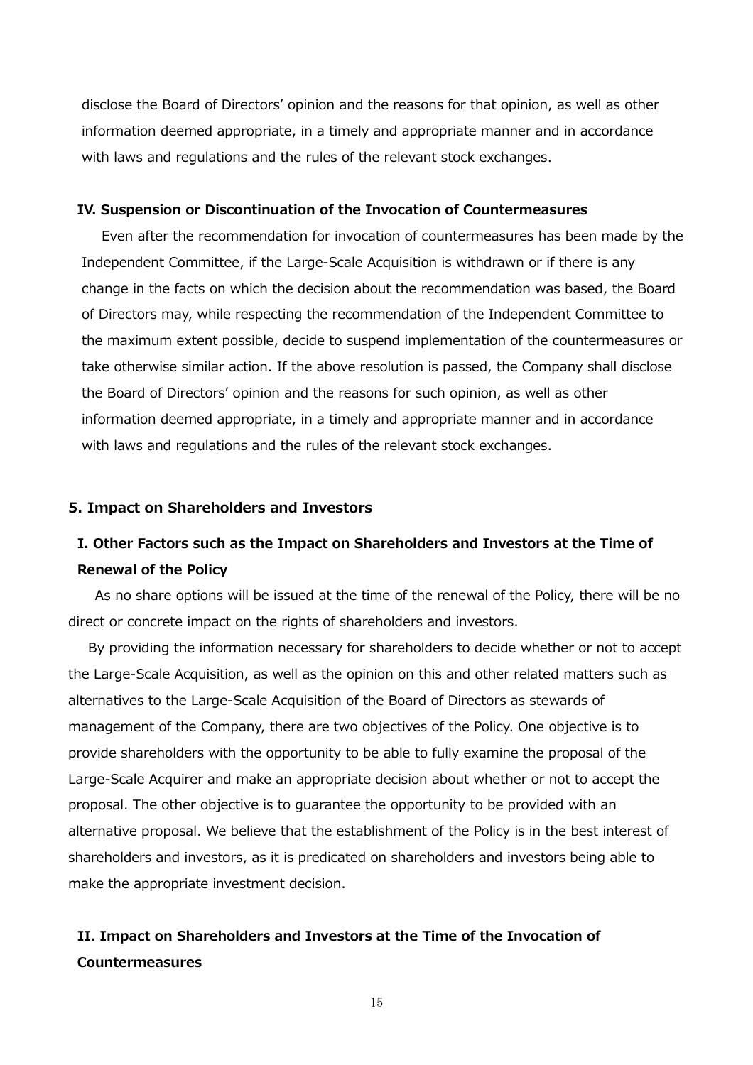disclose the Board of Directors' opinion and the reasons for that opinion, as well as other information deemed appropriate, in a timely and appropriate manner and in accordance with laws and regulations and the rules of the relevant stock exchanges.

#### IV. Suspension or Discontinuation of the Invocation of Countermeasures

Even after the recommendation for invocation of countermeasures has been made by the Independent Committee, if the Large-Scale Acquisition is withdrawn or if there is any change in the facts on which the decision about the recommendation was based, the Board of Directors may, while respecting the recommendation of the Independent Committee to the maximum extent possible, decide to suspend implementation of the countermeasures or take otherwise similar action. If the above resolution is passed, the Company shall disclose the Board of Directors' opinion and the reasons for such opinion, as well as other information deemed appropriate, in a timely and appropriate manner and in accordance with laws and regulations and the rules of the relevant stock exchanges.

### 5. Impact on Shareholders and Investors

#### I. Other Factors such as the Impact on Shareholders and Investors at the Time of Renewal of the Policy

As no share options will be issued at the time of the renewal of the Policy, there will be no direct or concrete impact on the rights of shareholders and investors.

By providing the information necessary for shareholders to decide whether or not to accept the Large-Scale Acquisition, as well as the opinion on this and other related matters such as alternatives to the Large-Scale Acquisition of the Board of Directors as stewards of management of the Company, there are two objectives of the Policy. One objective is to provide shareholders with the opportunity to be able to fully examine the proposal of the Large-Scale Acquirer and make an appropriate decision about whether or not to accept the proposal. The other objective is to guarantee the opportunity to be provided with an alternative proposal. We believe that the establishment of the Policy is in the best interest of shareholders and investors, as it is predicated on shareholders and investors being able to make the appropriate investment decision.

#### II. Impact on Shareholders and Investors at the Time of the Invocation of Countermeasures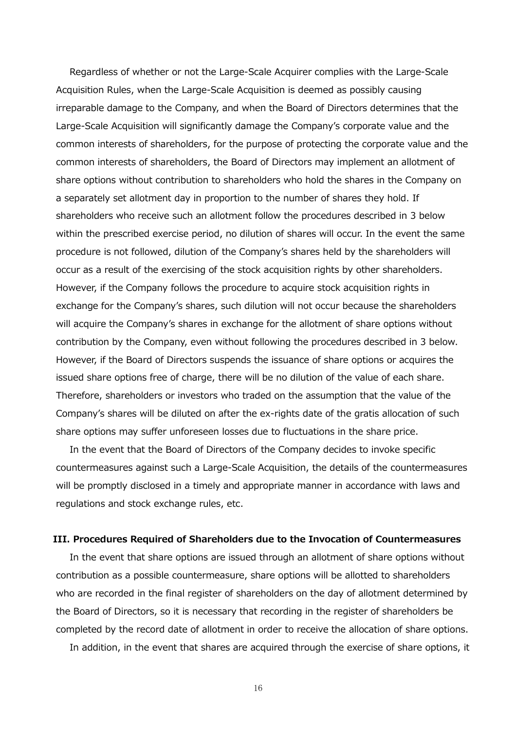Regardless of whether or not the Large-Scale Acquirer complies with the Large-Scale Acquisition Rules, when the Large-Scale Acquisition is deemed as possibly causing irreparable damage to the Company, and when the Board of Directors determines that the Large-Scale Acquisition will significantly damage the Company's corporate value and the common interests of shareholders, for the purpose of protecting the corporate value and the common interests of shareholders, the Board of Directors may implement an allotment of share options without contribution to shareholders who hold the shares in the Company on a separately set allotment day in proportion to the number of shares they hold. If shareholders who receive such an allotment follow the procedures described in 3 below within the prescribed exercise period, no dilution of shares will occur. In the event the same procedure is not followed, dilution of the Company's shares held by the shareholders will occur as a result of the exercising of the stock acquisition rights by other shareholders. However, if the Company follows the procedure to acquire stock acquisition rights in exchange for the Company's shares, such dilution will not occur because the shareholders will acquire the Company's shares in exchange for the allotment of share options without contribution by the Company, even without following the procedures described in 3 below. However, if the Board of Directors suspends the issuance of share options or acquires the issued share options free of charge, there will be no dilution of the value of each share. Therefore, shareholders or investors who traded on the assumption that the value of the Company's shares will be diluted on after the ex-rights date of the gratis allocation of such share options may suffer unforeseen losses due to fluctuations in the share price.

In the event that the Board of Directors of the Company decides to invoke specific countermeasures against such a Large-Scale Acquisition, the details of the countermeasures will be promptly disclosed in a timely and appropriate manner in accordance with laws and regulations and stock exchange rules, etc.

### III. Procedures Required of Shareholders due to the Invocation of Countermeasures

In the event that share options are issued through an allotment of share options without contribution as a possible countermeasure, share options will be allotted to shareholders who are recorded in the final register of shareholders on the day of allotment determined by the Board of Directors, so it is necessary that recording in the register of shareholders be completed by the record date of allotment in order to receive the allocation of share options.

In addition, in the event that shares are acquired through the exercise of share options, it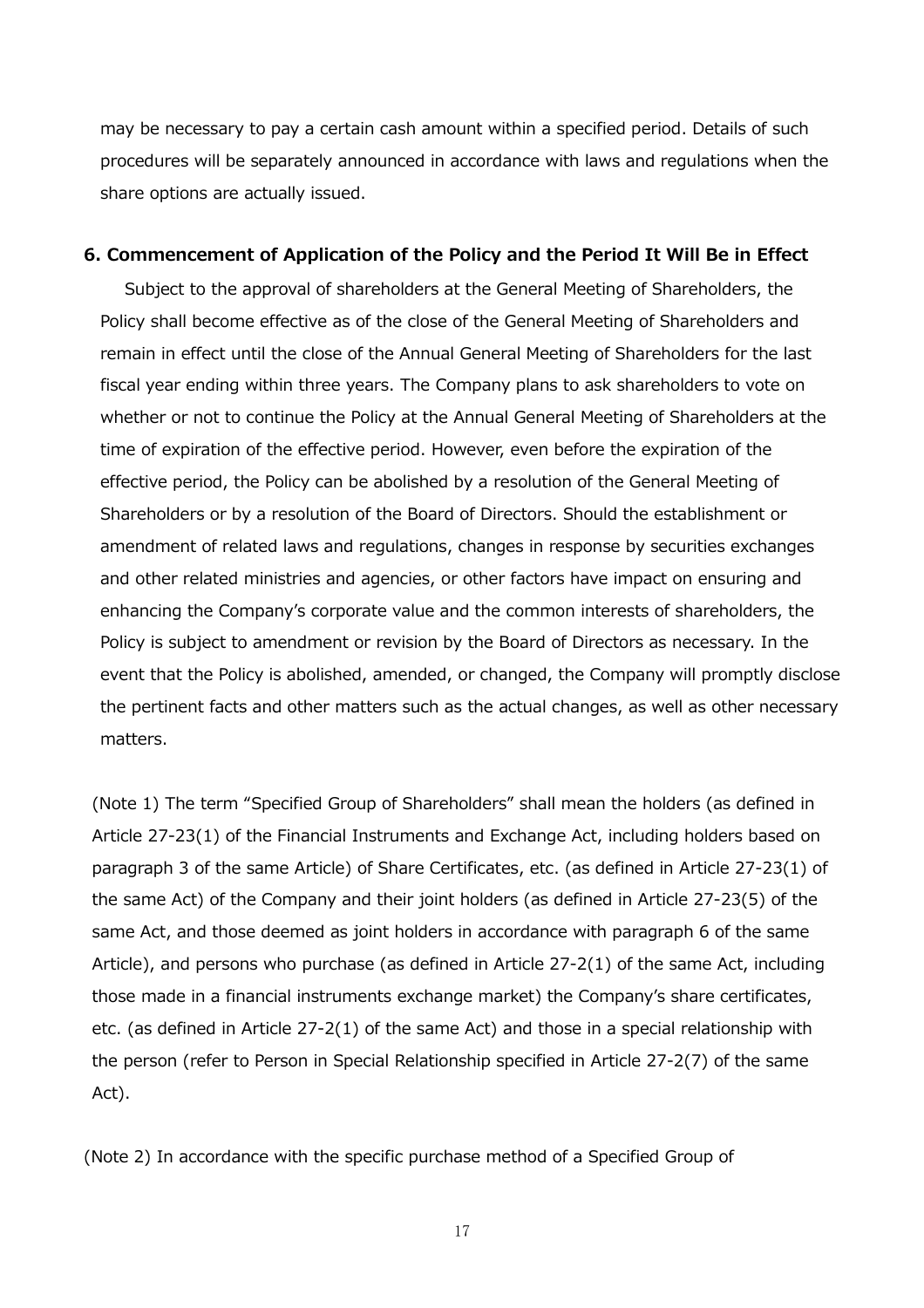may be necessary to pay a certain cash amount within a specified period. Details of such procedures will be separately announced in accordance with laws and regulations when the share options are actually issued.

## 6. Commencement of Application of the Policy and the Period It Will Be in Effect

Subject to the approval of shareholders at the General Meeting of Shareholders, the Policy shall become effective as of the close of the General Meeting of Shareholders and remain in effect until the close of the Annual General Meeting of Shareholders for the last fiscal year ending within three years. The Company plans to ask shareholders to vote on whether or not to continue the Policy at the Annual General Meeting of Shareholders at the time of expiration of the effective period. However, even before the expiration of the effective period, the Policy can be abolished by a resolution of the General Meeting of Shareholders or by a resolution of the Board of Directors. Should the establishment or amendment of related laws and regulations, changes in response by securities exchanges and other related ministries and agencies, or other factors have impact on ensuring and enhancing the Company's corporate value and the common interests of shareholders, the Policy is subject to amendment or revision by the Board of Directors as necessary. In the event that the Policy is abolished, amended, or changed, the Company will promptly disclose the pertinent facts and other matters such as the actual changes, as well as other necessary matters.

(Note 1) The term "Specified Group of Shareholders" shall mean the holders (as defined in Article 27-23(1) of the Financial Instruments and Exchange Act, including holders based on paragraph 3 of the same Article) of Share Certificates, etc. (as defined in Article 27-23(1) of the same Act) of the Company and their joint holders (as defined in Article 27-23(5) of the same Act, and those deemed as joint holders in accordance with paragraph 6 of the same Article), and persons who purchase (as defined in Article 27-2(1) of the same Act, including those made in a financial instruments exchange market) the Company's share certificates, etc. (as defined in Article 27-2(1) of the same Act) and those in a special relationship with the person (refer to Person in Special Relationship specified in Article 27-2(7) of the same Act).

(Note 2) In accordance with the specific purchase method of a Specified Group of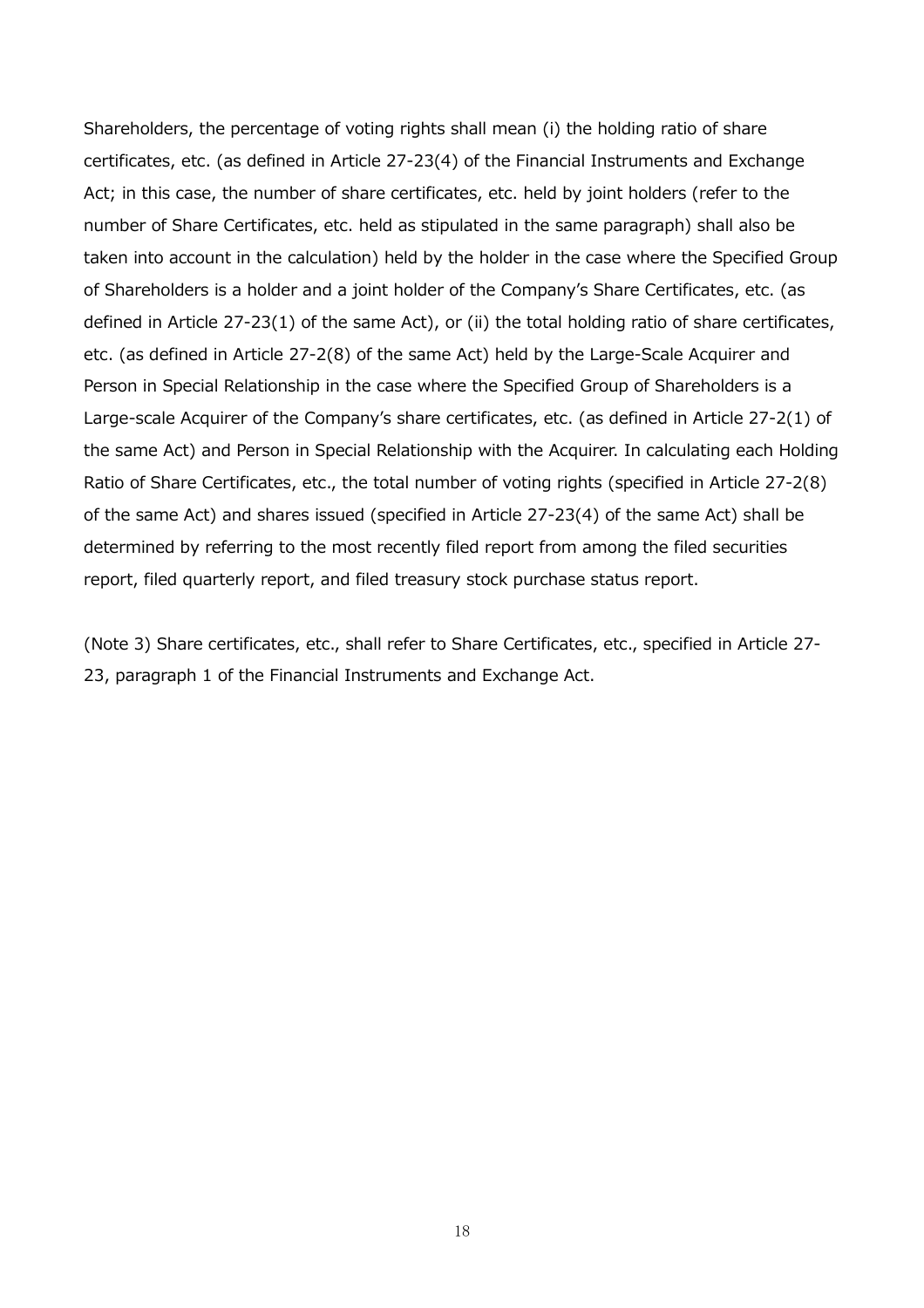Shareholders, the percentage of voting rights shall mean (i) the holding ratio of share certificates, etc. (as defined in Article 27-23(4) of the Financial Instruments and Exchange Act; in this case, the number of share certificates, etc. held by joint holders (refer to the number of Share Certificates, etc. held as stipulated in the same paragraph) shall also be taken into account in the calculation) held by the holder in the case where the Specified Group of Shareholders is a holder and a joint holder of the Company's Share Certificates, etc. (as defined in Article 27-23(1) of the same Act), or (ii) the total holding ratio of share certificates, etc. (as defined in Article 27-2(8) of the same Act) held by the Large-Scale Acquirer and Person in Special Relationship in the case where the Specified Group of Shareholders is a Large-scale Acquirer of the Company's share certificates, etc. (as defined in Article 27-2(1) of the same Act) and Person in Special Relationship with the Acquirer. In calculating each Holding Ratio of Share Certificates, etc., the total number of voting rights (specified in Article 27-2(8) of the same Act) and shares issued (specified in Article 27-23(4) of the same Act) shall be determined by referring to the most recently filed report from among the filed securities report, filed quarterly report, and filed treasury stock purchase status report.

(Note 3) Share certificates, etc., shall refer to Share Certificates, etc., specified in Article 27-23, paragraph 1 of the Financial Instruments and Exchange Act.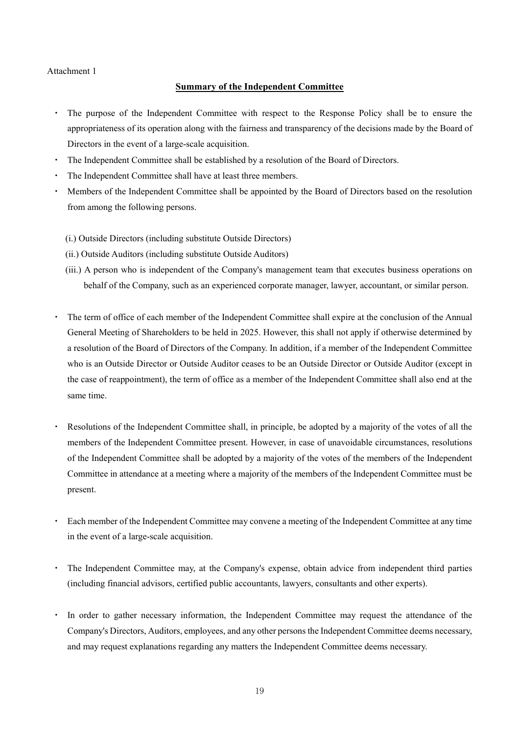Attachment 1

## Summary of the Independent Committee

- The purpose of the Independent Committee with respect to the Response Policy shall be to ensure the appropriateness of its operation along with the fairness and transparency of the decisions made by the Board of Directors in the event of a large-scale acquisition.
- The Independent Committee shall be established by a resolution of the Board of Directors.
- The Independent Committee shall have at least three members.
- Members of the Independent Committee shall be appointed by the Board of Directors based on the resolution from among the following persons.

  (i.) Outside Directors (including substitute Outside Directors)

  (ii.) Outside Auditors (including substitute Outside Auditors)

  (iii.) A person who is independent of the Company's management team that executes business operations on behalf of the Company, such as an experienced corporate manager, lawyer, accountant, or similar person.

- The term of office of each member of the Independent Committee shall expire at the conclusion of the Annual General Meeting of Shareholders to be held in 2025. However, this shall not apply if otherwise determined by a resolution of the Board of Directors of the Company. In addition, if a member of the Independent Committee who is an Outside Director or Outside Auditor ceases to be an Outside Director or Outside Auditor (except in the case of reappointment), the term of office as a member of the Independent Committee shall also end at the same time.

- Resolutions of the Independent Committee shall, in principle, be adopted by a majority of the votes of all the members of the Independent Committee present. However, in case of unavoidable circumstances, resolutions of the Independent Committee shall be adopted by a majority of the votes of the members of the Independent Committee in attendance at a meeting where a majority of the members of the Independent Committee must be present.

- Each member of the Independent Committee may convene a meeting of the Independent Committee at any time in the event of a large-scale acquisition.

- The Independent Committee may, at the Company's expense, obtain advice from independent third parties (including financial advisors, certified public accountants, lawyers, consultants and other experts).

- In order to gather necessary information, the Independent Committee may request the attendance of the Company's Directors, Auditors, employees, and any other persons the Independent Committee deems necessary, and may request explanations regarding any matters the Independent Committee deems necessary.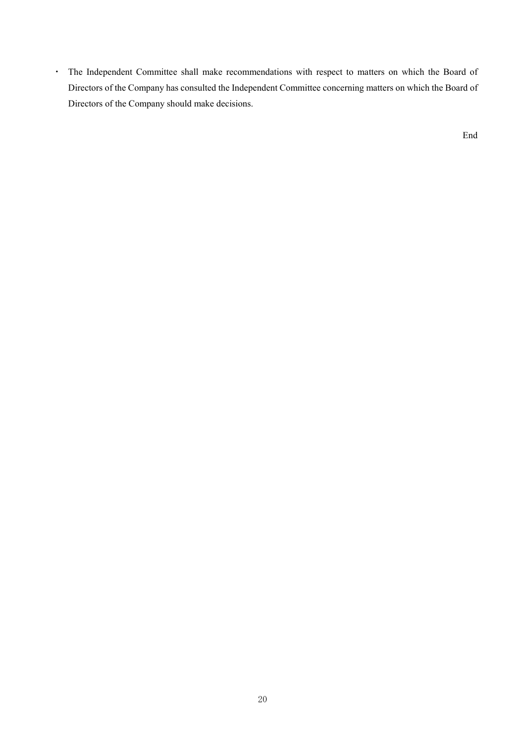- The Independent Committee shall make recommendations with respect to matters on which the Board of Directors of the Company has consulted the Independent Committee concerning matters on which the Board of Directors of the Company should make decisions.

End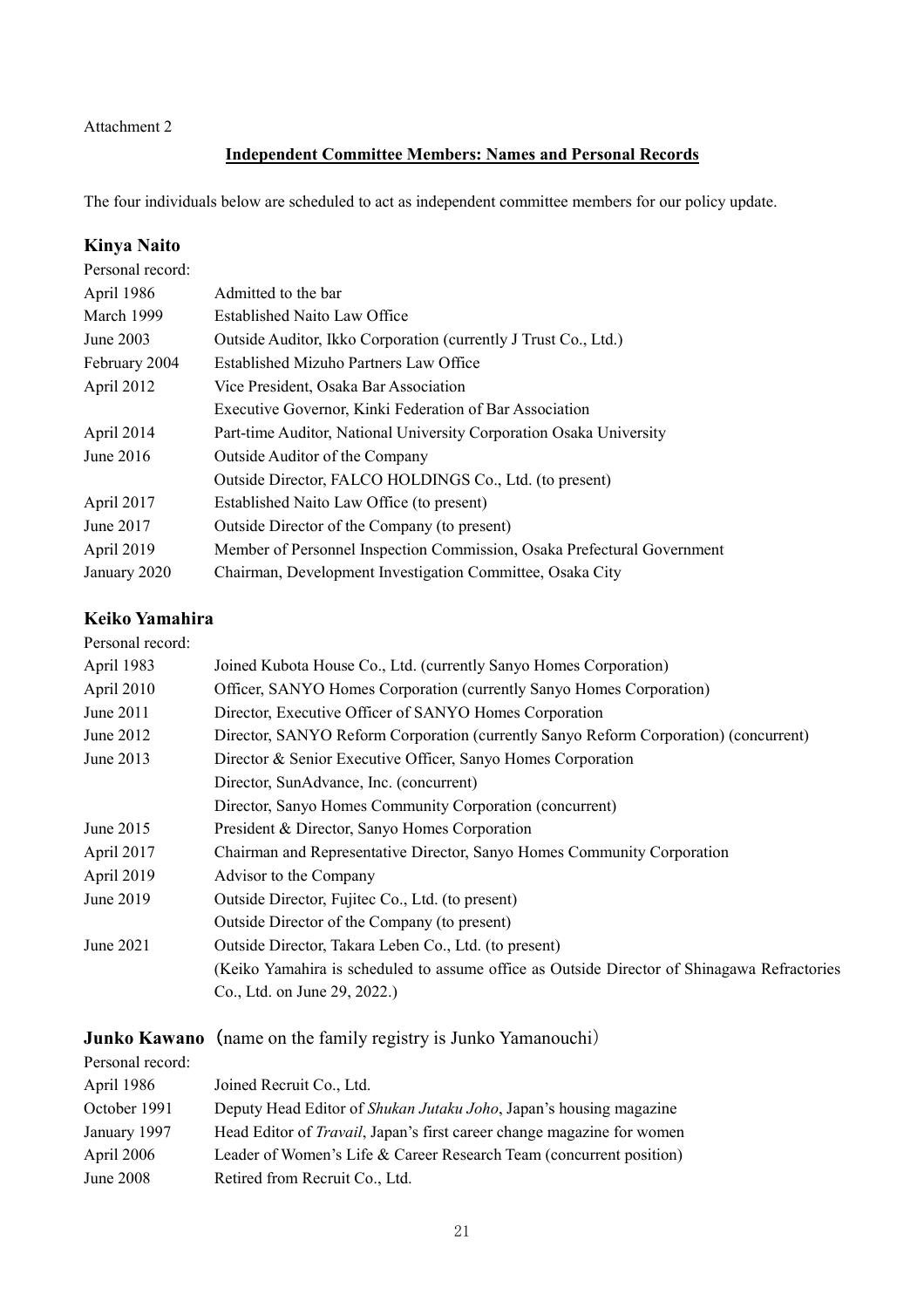Attachment 2

## Independent Committee Members: Names and Personal Records

The four individuals below are scheduled to act as independent committee members for our policy update.

### Kinya Naito

Personal record:

| | |
|---|---|
| April 1986 | Admitted to the bar |
| March 1999 | Established Naito Law Office |
| June 2003 | Outside Auditor, Ikko Corporation (currently J Trust Co., Ltd.) |
| February 2004 | Established Mizuho Partners Law Office |
| April 2012 | Vice President, Osaka Bar Association |
| | Executive Governor, Kinki Federation of Bar Association |
| April 2014 | Part-time Auditor, National University Corporation Osaka University |
| June 2016 | Outside Auditor of the Company |
| | Outside Director, FALCO HOLDINGS Co., Ltd. (to present) |
| April 2017 | Established Naito Law Office (to present) |
| June 2017 | Outside Director of the Company (to present) |
| April 2019 | Member of Personnel Inspection Commission, Osaka Prefectural Government |
| January 2020 | Chairman, Development Investigation Committee, Osaka City |

### Keiko Yamahira

Personal record:

| | |
|---|---|
| April 1983 | Joined Kubota House Co., Ltd. (currently Sanyo Homes Corporation) |
| April 2010 | Officer, SANYO Homes Corporation (currently Sanyo Homes Corporation) |
| June 2011 | Director, Executive Officer of SANYO Homes Corporation |
| June 2012 | Director, SANYO Reform Corporation (currently Sanyo Reform Corporation) (concurrent) |
| June 2013 | Director & Senior Executive Officer, Sanyo Homes Corporation |
| | Director, SunAdvance, Inc. (concurrent) |
| | Director, Sanyo Homes Community Corporation (concurrent) |
| June 2015 | President & Director, Sanyo Homes Corporation |
| April 2017 | Chairman and Representative Director, Sanyo Homes Community Corporation |
| April 2019 | Advisor to the Company |
| June 2019 | Outside Director, Fujitec Co., Ltd. (to present) |
| | Outside Director of the Company (to present) |
| June 2021 | Outside Director, Takara Leben Co., Ltd. (to present) |
| | (Keiko Yamahira is scheduled to assume office as Outside Director of Shinagawa Refractories Co., Ltd. on June 29, 2022.) |

### Junko Kawano (name on the family registry is Junko Yamanouchi)

Personal record:

| | |
|---|---|
| April 1986 | Joined Recruit Co., Ltd. |
| October 1991 | Deputy Head Editor of *Shukan Jutaku Joho*, Japan's housing magazine |
| January 1997 | Head Editor of *Travail*, Japan's first career change magazine for women |
| April 2006 | Leader of Women's Life & Career Research Team (concurrent position) |
| June 2008 | Retired from Recruit Co., Ltd. |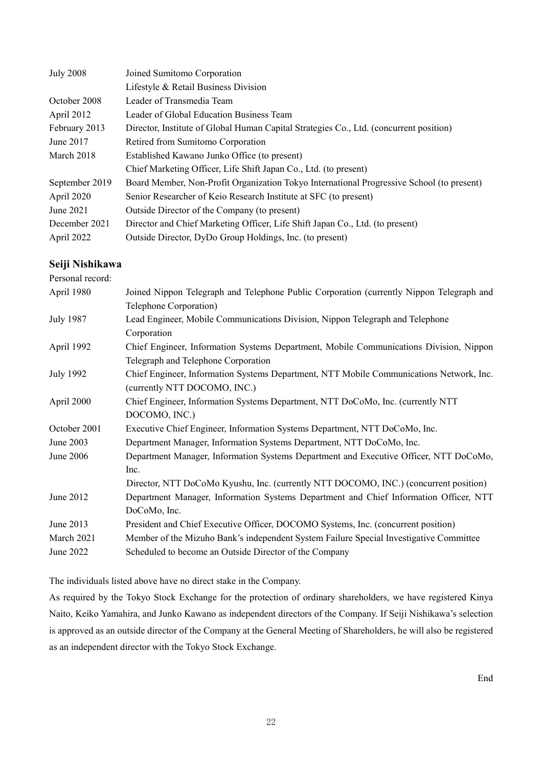| | |
|---|---|
| July 2008 | Joined Sumitomo Corporation |
| | Lifestyle & Retail Business Division |
| October 2008 | Leader of Transmedia Team |
| April 2012 | Leader of Global Education Business Team |
| February 2013 | Director, Institute of Global Human Capital Strategies Co., Ltd. (concurrent position) |
| June 2017 | Retired from Sumitomo Corporation |
| March 2018 | Established Kawano Junko Office (to present) |
| | Chief Marketing Officer, Life Shift Japan Co., Ltd. (to present) |
| September 2019 | Board Member, Non-Profit Organization Tokyo International Progressive School (to present) |
| April 2020 | Senior Researcher of Keio Research Institute at SFC (to present) |
| June 2021 | Outside Director of the Company (to present) |
| December 2021 | Director and Chief Marketing Officer, Life Shift Japan Co., Ltd. (to present) |
| April 2022 | Outside Director, DyDo Group Holdings, Inc. (to present) |

### Seiji Nishikawa

Personal record:

| | |
|---|---|
| April 1980 | Joined Nippon Telegraph and Telephone Public Corporation (currently Nippon Telegraph and Telephone Corporation) |
| July 1987 | Lead Engineer, Mobile Communications Division, Nippon Telegraph and Telephone Corporation |
| April 1992 | Chief Engineer, Information Systems Department, Mobile Communications Division, Nippon Telegraph and Telephone Corporation |
| July 1992 | Chief Engineer, Information Systems Department, NTT Mobile Communications Network, Inc. (currently NTT DOCOMO, INC.) |
| April 2000 | Chief Engineer, Information Systems Department, NTT DoCoMo, Inc. (currently NTT DOCOMO, INC.) |
| October 2001 | Executive Chief Engineer, Information Systems Department, NTT DoCoMo, Inc. |
| June 2003 | Department Manager, Information Systems Department, NTT DoCoMo, Inc. |
| June 2006 | Department Manager, Information Systems Department and Executive Officer, NTT DoCoMo, Inc. |
| | Director, NTT DoCoMo Kyushu, Inc. (currently NTT DOCOMO, INC.) (concurrent position) |
| June 2012 | Department Manager, Information Systems Department and Chief Information Officer, NTT DoCoMo, Inc. |
| June 2013 | President and Chief Executive Officer, DOCOMO Systems, Inc. (concurrent position) |
| March 2021 | Member of the Mizuho Bank's independent System Failure Special Investigative Committee |
| June 2022 | Scheduled to become an Outside Director of the Company |

The individuals listed above have no direct stake in the Company.

As required by the Tokyo Stock Exchange for the protection of ordinary shareholders, we have registered Kinya Naito, Keiko Yamahira, and Junko Kawano as independent directors of the Company. If Seiji Nishikawa's selection is approved as an outside director of the Company at the General Meeting of Shareholders, he will also be registered as an independent director with the Tokyo Stock Exchange.

End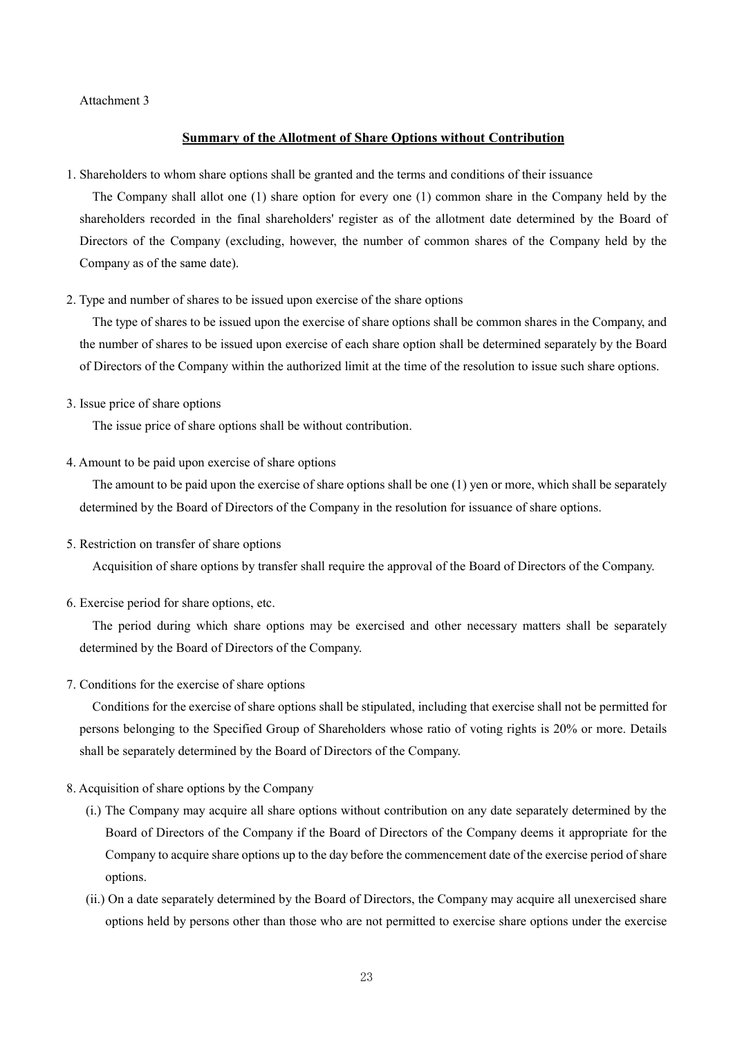Attachment 3

## Summary of the Allotment of Share Options without Contribution

1. Shareholders to whom share options shall be granted and the terms and conditions of their issuance

   The Company shall allot one (1) share option for every one (1) common share in the Company held by the shareholders recorded in the final shareholders' register as of the allotment date determined by the Board of Directors of the Company (excluding, however, the number of common shares of the Company held by the Company as of the same date).

2. Type and number of shares to be issued upon exercise of the share options

   The type of shares to be issued upon the exercise of share options shall be common shares in the Company, and the number of shares to be issued upon exercise of each share option shall be determined separately by the Board of Directors of the Company within the authorized limit at the time of the resolution to issue such share options.

3. Issue price of share options

   The issue price of share options shall be without contribution.

4. Amount to be paid upon exercise of share options

   The amount to be paid upon the exercise of share options shall be one (1) yen or more, which shall be separately determined by the Board of Directors of the Company in the resolution for issuance of share options.

5. Restriction on transfer of share options

   Acquisition of share options by transfer shall require the approval of the Board of Directors of the Company.

6. Exercise period for share options, etc.

   The period during which share options may be exercised and other necessary matters shall be separately determined by the Board of Directors of the Company.

7. Conditions for the exercise of share options

   Conditions for the exercise of share options shall be stipulated, including that exercise shall not be permitted for persons belonging to the Specified Group of Shareholders whose ratio of voting rights is 20% or more. Details shall be separately determined by the Board of Directors of the Company.

8. Acquisition of share options by the Company

   (i.) The Company may acquire all share options without contribution on any date separately determined by the Board of Directors of the Company if the Board of Directors of the Company deems it appropriate for the Company to acquire share options up to the day before the commencement date of the exercise period of share options.

   (ii.) On a date separately determined by the Board of Directors, the Company may acquire all unexercised share options held by persons other than those who are not permitted to exercise share options under the exercise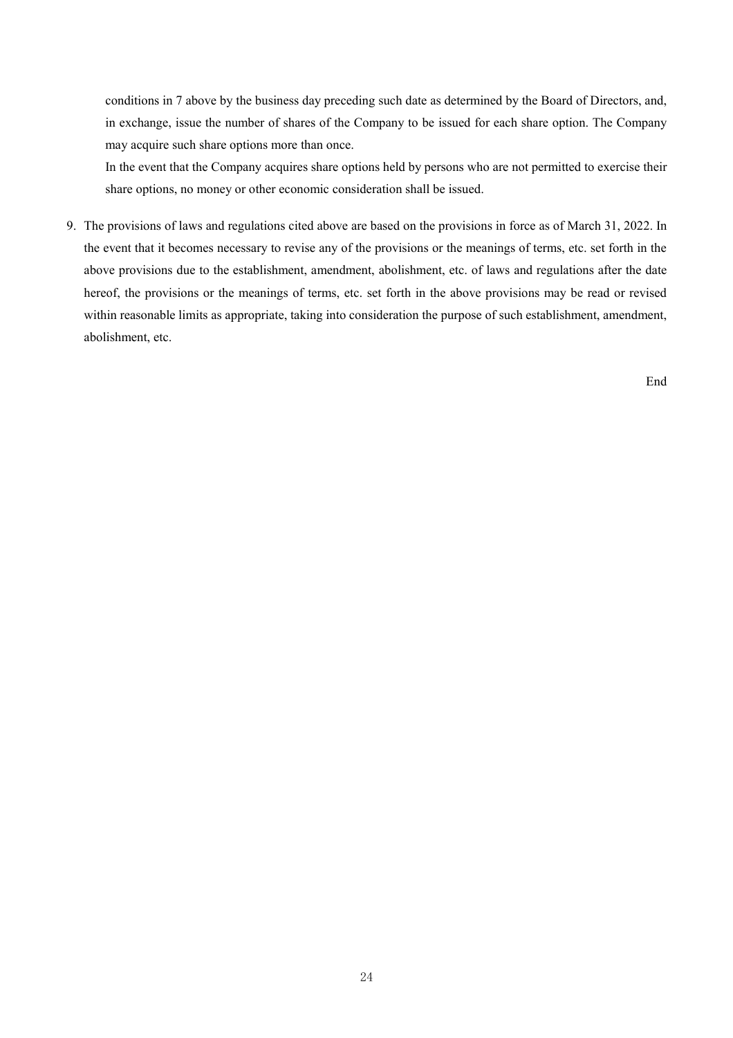conditions in 7 above by the business day preceding such date as determined by the Board of Directors, and, in exchange, issue the number of shares of the Company to be issued for each share option. The Company may acquire such share options more than once.

In the event that the Company acquires share options held by persons who are not permitted to exercise their share options, no money or other economic consideration shall be issued.

9. The provisions of laws and regulations cited above are based on the provisions in force as of March 31, 2022. In the event that it becomes necessary to revise any of the provisions or the meanings of terms, etc. set forth in the above provisions due to the establishment, amendment, abolishment, etc. of laws and regulations after the date hereof, the provisions or the meanings of terms, etc. set forth in the above provisions may be read or revised within reasonable limits as appropriate, taking into consideration the purpose of such establishment, amendment, abolishment, etc.

End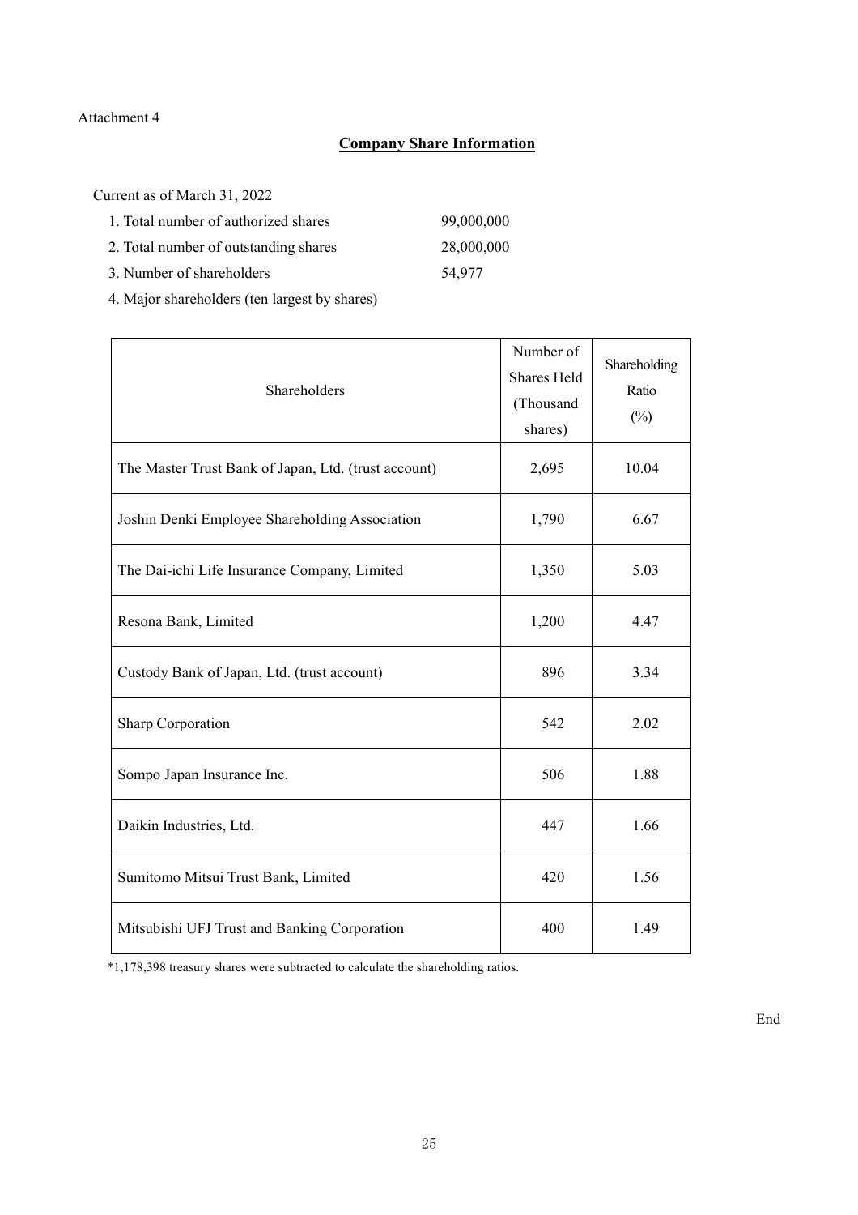Attachment 4

## Company Share Information

Current as of March 31, 2022

1. Total number of authorized shares 99,000,000
2. Total number of outstanding shares 28,000,000
3. Number of shareholders 54,977
4. Major shareholders (ten largest by shares)

| Shareholders | Number of Shares Held (Thousand shares) | Shareholding Ratio (%) |
|---|---|---|
| The Master Trust Bank of Japan, Ltd. (trust account) | 2,695 | 10.04 |
| Joshin Denki Employee Shareholding Association | 1,790 | 6.67 |
| The Dai-ichi Life Insurance Company, Limited | 1,350 | 5.03 |
| Resona Bank, Limited | 1,200 | 4.47 |
| Custody Bank of Japan, Ltd. (trust account) | 896 | 3.34 |
| Sharp Corporation | 542 | 2.02 |
| Sompo Japan Insurance Inc. | 506 | 1.88 |
| Daikin Industries, Ltd. | 447 | 1.66 |
| Sumitomo Mitsui Trust Bank, Limited | 420 | 1.56 |
| Mitsubishi UFJ Trust and Banking Corporation | 400 | 1.49 |

*1,178,398 treasury shares were subtracted to calculate the shareholding ratios.

End